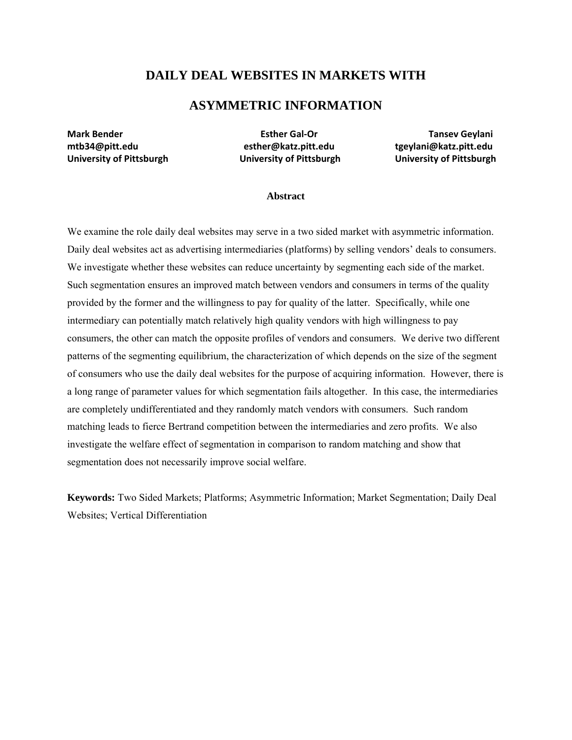# DAILY DEAL WEBSITES IN MARKETS WITH ASYMMETRIC INFORMATION

**Mark Bender**
**mtb34@pitt.edu**
**University of Pittsburgh**

**Esther Gal-Or**
**esther@katz.pitt.edu**
**University of Pittsburgh**

**Tansev Geylani**
**tgeylani@katz.pitt.edu**
**University of Pittsburgh**

## Abstract

We examine the role daily deal websites may serve in a two sided market with asymmetric information. Daily deal websites act as advertising intermediaries (platforms) by selling vendors' deals to consumers. We investigate whether these websites can reduce uncertainty by segmenting each side of the market. Such segmentation ensures an improved match between vendors and consumers in terms of the quality provided by the former and the willingness to pay for quality of the latter. Specifically, while one intermediary can potentially match relatively high quality vendors with high willingness to pay consumers, the other can match the opposite profiles of vendors and consumers. We derive two different patterns of the segmenting equilibrium, the characterization of which depends on the size of the segment of consumers who use the daily deal websites for the purpose of acquiring information. However, there is a long range of parameter values for which segmentation fails altogether. In this case, the intermediaries are completely undifferentiated and they randomly match vendors with consumers. Such random matching leads to fierce Bertrand competition between the intermediaries and zero profits. We also investigate the welfare effect of segmentation in comparison to random matching and show that segmentation does not necessarily improve social welfare.

**Keywords:** Two Sided Markets; Platforms; Asymmetric Information; Market Segmentation; Daily Deal Websites; Vertical Differentiation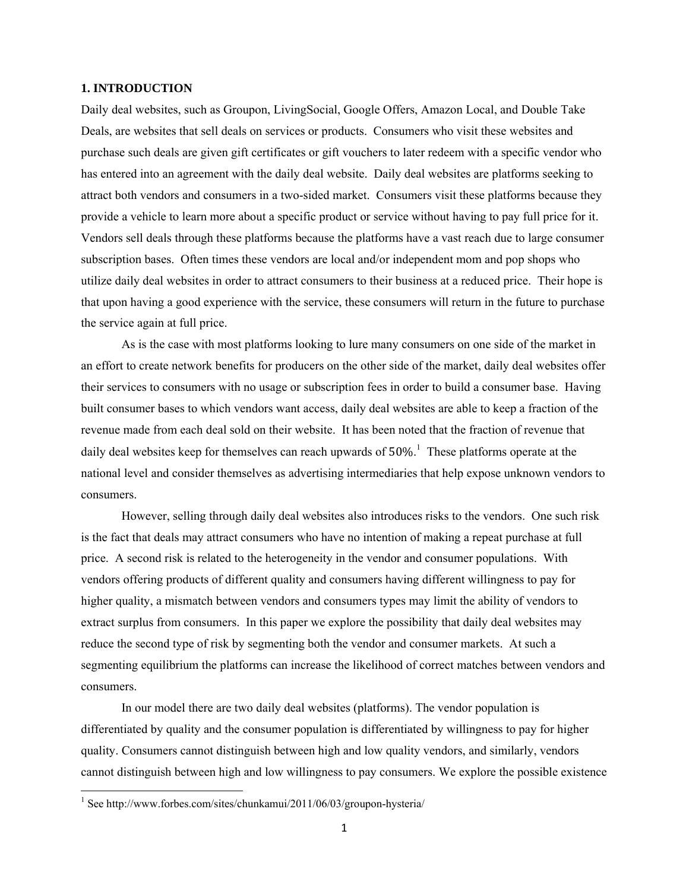## 1. INTRODUCTION

Daily deal websites, such as Groupon, LivingSocial, Google Offers, Amazon Local, and Double Take Deals, are websites that sell deals on services or products. Consumers who visit these websites and purchase such deals are given gift certificates or gift vouchers to later redeem with a specific vendor who has entered into an agreement with the daily deal website. Daily deal websites are platforms seeking to attract both vendors and consumers in a two-sided market. Consumers visit these platforms because they provide a vehicle to learn more about a specific product or service without having to pay full price for it. Vendors sell deals through these platforms because the platforms have a vast reach due to large consumer subscription bases. Often times these vendors are local and/or independent mom and pop shops who utilize daily deal websites in order to attract consumers to their business at a reduced price. Their hope is that upon having a good experience with the service, these consumers will return in the future to purchase the service again at full price.

As is the case with most platforms looking to lure many consumers on one side of the market in an effort to create network benefits for producers on the other side of the market, daily deal websites offer their services to consumers with no usage or subscription fees in order to build a consumer base. Having built consumer bases to which vendors want access, daily deal websites are able to keep a fraction of the revenue made from each deal sold on their website. It has been noted that the fraction of revenue that daily deal websites keep for themselves can reach upwards of 50%.[1] These platforms operate at the national level and consider themselves as advertising intermediaries that help expose unknown vendors to consumers.

However, selling through daily deal websites also introduces risks to the vendors. One such risk is the fact that deals may attract consumers who have no intention of making a repeat purchase at full price. A second risk is related to the heterogeneity in the vendor and consumer populations. With vendors offering products of different quality and consumers having different willingness to pay for higher quality, a mismatch between vendors and consumers types may limit the ability of vendors to extract surplus from consumers. In this paper we explore the possibility that daily deal websites may reduce the second type of risk by segmenting both the vendor and consumer markets. At such a segmenting equilibrium the platforms can increase the likelihood of correct matches between vendors and consumers.

In our model there are two daily deal websites (platforms). The vendor population is differentiated by quality and the consumer population is differentiated by willingness to pay for higher quality. Consumers cannot distinguish between high and low quality vendors, and similarly, vendors cannot distinguish between high and low willingness to pay consumers. We explore the possible existence

[1] See http://www.forbes.com/sites/chunkamui/2011/06/03/groupon-hysteria/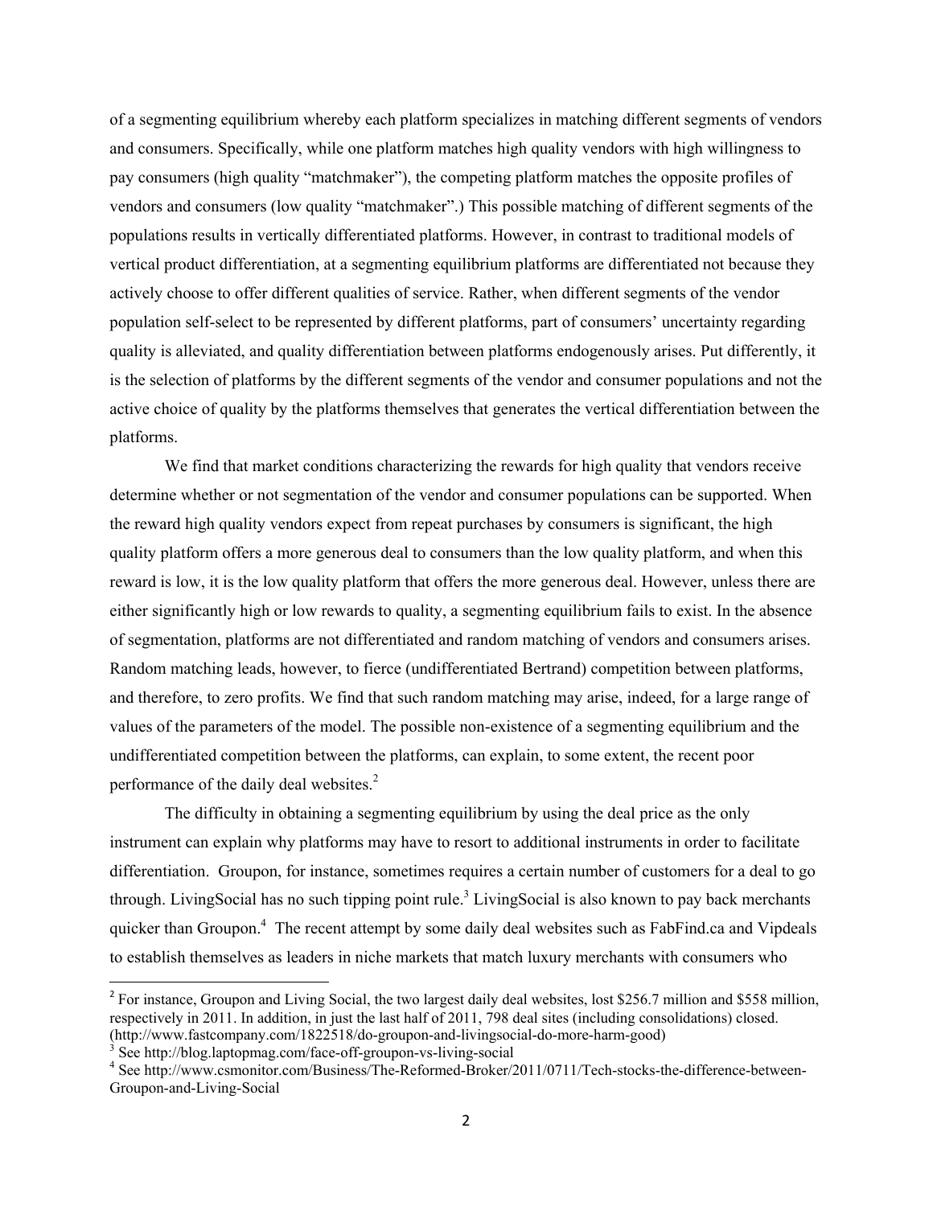of a segmenting equilibrium whereby each platform specializes in matching different segments of vendors and consumers. Specifically, while one platform matches high quality vendors with high willingness to pay consumers (high quality "matchmaker"), the competing platform matches the opposite profiles of vendors and consumers (low quality "matchmaker".) This possible matching of different segments of the populations results in vertically differentiated platforms. However, in contrast to traditional models of vertical product differentiation, at a segmenting equilibrium platforms are differentiated not because they actively choose to offer different qualities of service. Rather, when different segments of the vendor population self-select to be represented by different platforms, part of consumers' uncertainty regarding quality is alleviated, and quality differentiation between platforms endogenously arises. Put differently, it is the selection of platforms by the different segments of the vendor and consumer populations and not the active choice of quality by the platforms themselves that generates the vertical differentiation between the platforms.

We find that market conditions characterizing the rewards for high quality that vendors receive determine whether or not segmentation of the vendor and consumer populations can be supported. When the reward high quality vendors expect from repeat purchases by consumers is significant, the high quality platform offers a more generous deal to consumers than the low quality platform, and when this reward is low, it is the low quality platform that offers the more generous deal. However, unless there are either significantly high or low rewards to quality, a segmenting equilibrium fails to exist. In the absence of segmentation, platforms are not differentiated and random matching of vendors and consumers arises. Random matching leads, however, to fierce (undifferentiated Bertrand) competition between platforms, and therefore, to zero profits. We find that such random matching may arise, indeed, for a large range of values of the parameters of the model. The possible non-existence of a segmenting equilibrium and the undifferentiated competition between the platforms, can explain, to some extent, the recent poor performance of the daily deal websites.[2]

The difficulty in obtaining a segmenting equilibrium by using the deal price as the only instrument can explain why platforms may have to resort to additional instruments in order to facilitate differentiation. Groupon, for instance, sometimes requires a certain number of customers for a deal to go through. LivingSocial has no such tipping point rule.[3] LivingSocial is also known to pay back merchants quicker than Groupon.[4] The recent attempt by some daily deal websites such as FabFind.ca and Vipdeals to establish themselves as leaders in niche markets that match luxury merchants with consumers who

[2] For instance, Groupon and Living Social, the two largest daily deal websites, lost $256.7 million and $558 million, respectively in 2011. In addition, in just the last half of 2011, 798 deal sites (including consolidations) closed. (http://www.fastcompany.com/1822518/do-groupon-and-livingsocial-do-more-harm-good)

[3] See http://blog.laptopmag.com/face-off-groupon-vs-living-social

[4] See http://www.csmonitor.com/Business/The-Reformed-Broker/2011/0711/Tech-stocks-the-difference-between-Groupon-and-Living-Social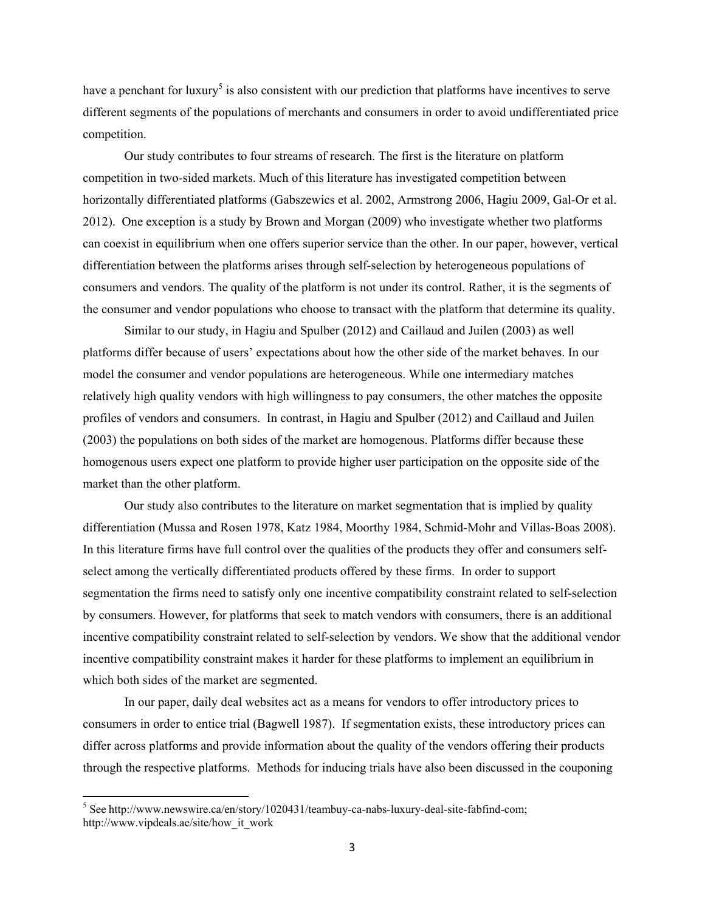have a penchant for luxury[5] is also consistent with our prediction that platforms have incentives to serve different segments of the populations of merchants and consumers in order to avoid undifferentiated price competition.

Our study contributes to four streams of research. The first is the literature on platform competition in two-sided markets. Much of this literature has investigated competition between horizontally differentiated platforms (Gabszewics et al. 2002, Armstrong 2006, Hagiu 2009, Gal-Or et al. 2012). One exception is a study by Brown and Morgan (2009) who investigate whether two platforms can coexist in equilibrium when one offers superior service than the other. In our paper, however, vertical differentiation between the platforms arises through self-selection by heterogeneous populations of consumers and vendors. The quality of the platform is not under its control. Rather, it is the segments of the consumer and vendor populations who choose to transact with the platform that determine its quality.

Similar to our study, in Hagiu and Spulber (2012) and Caillaud and Juilen (2003) as well platforms differ because of users' expectations about how the other side of the market behaves. In our model the consumer and vendor populations are heterogeneous. While one intermediary matches relatively high quality vendors with high willingness to pay consumers, the other matches the opposite profiles of vendors and consumers. In contrast, in Hagiu and Spulber (2012) and Caillaud and Juilen (2003) the populations on both sides of the market are homogenous. Platforms differ because these homogenous users expect one platform to provide higher user participation on the opposite side of the market than the other platform.

Our study also contributes to the literature on market segmentation that is implied by quality differentiation (Mussa and Rosen 1978, Katz 1984, Moorthy 1984, Schmid-Mohr and Villas-Boas 2008). In this literature firms have full control over the qualities of the products they offer and consumers self-select among the vertically differentiated products offered by these firms. In order to support segmentation the firms need to satisfy only one incentive compatibility constraint related to self-selection by consumers. However, for platforms that seek to match vendors with consumers, there is an additional incentive compatibility constraint related to self-selection by vendors. We show that the additional vendor incentive compatibility constraint makes it harder for these platforms to implement an equilibrium in which both sides of the market are segmented.

In our paper, daily deal websites act as a means for vendors to offer introductory prices to consumers in order to entice trial (Bagwell 1987). If segmentation exists, these introductory prices can differ across platforms and provide information about the quality of the vendors offering their products through the respective platforms. Methods for inducing trials have also been discussed in the couponing

[5] See http://www.newswire.ca/en/story/1020431/teambuy-ca-nabs-luxury-deal-site-fabfind-com; http://www.vipdeals.ae/site/how_it_work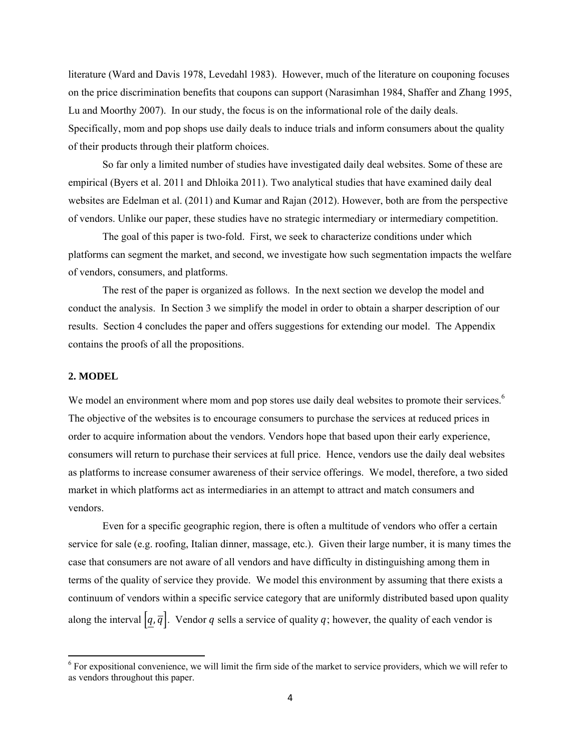literature (Ward and Davis 1978, Levedahl 1983). However, much of the literature on couponing focuses on the price discrimination benefits that coupons can support (Narasimhan 1984, Shaffer and Zhang 1995, Lu and Moorthy 2007). In our study, the focus is on the informational role of the daily deals. Specifically, mom and pop shops use daily deals to induce trials and inform consumers about the quality of their products through their platform choices.

So far only a limited number of studies have investigated daily deal websites. Some of these are empirical (Byers et al. 2011 and Dhloika 2011). Two analytical studies that have examined daily deal websites are Edelman et al. (2011) and Kumar and Rajan (2012). However, both are from the perspective of vendors. Unlike our paper, these studies have no strategic intermediary or intermediary competition.

The goal of this paper is two-fold. First, we seek to characterize conditions under which platforms can segment the market, and second, we investigate how such segmentation impacts the welfare of vendors, consumers, and platforms.

The rest of the paper is organized as follows. In the next section we develop the model and conduct the analysis. In Section 3 we simplify the model in order to obtain a sharper description of our results. Section 4 concludes the paper and offers suggestions for extending our model. The Appendix contains the proofs of all the propositions.

## 2. MODEL

We model an environment where mom and pop stores use daily deal websites to promote their services.[6] The objective of the websites is to encourage consumers to purchase the services at reduced prices in order to acquire information about the vendors. Vendors hope that based upon their early experience, consumers will return to purchase their services at full price. Hence, vendors use the daily deal websites as platforms to increase consumer awareness of their service offerings. We model, therefore, a two sided market in which platforms act as intermediaries in an attempt to attract and match consumers and vendors.

Even for a specific geographic region, there is often a multitude of vendors who offer a certain service for sale (e.g. roofing, Italian dinner, massage, etc.). Given their large number, it is many times the case that consumers are not aware of all vendors and have difficulty in distinguishing among them in terms of the quality of service they provide. We model this environment by assuming that there exists a continuum of vendors within a specific service category that are uniformly distributed based upon quality along the interval $\left[\underline{q}, \overline{q}\right]$. Vendor $q$ sells a service of quality $q$; however, the quality of each vendor is

[6] For expositional convenience, we will limit the firm side of the market to service providers, which we will refer to as vendors throughout this paper.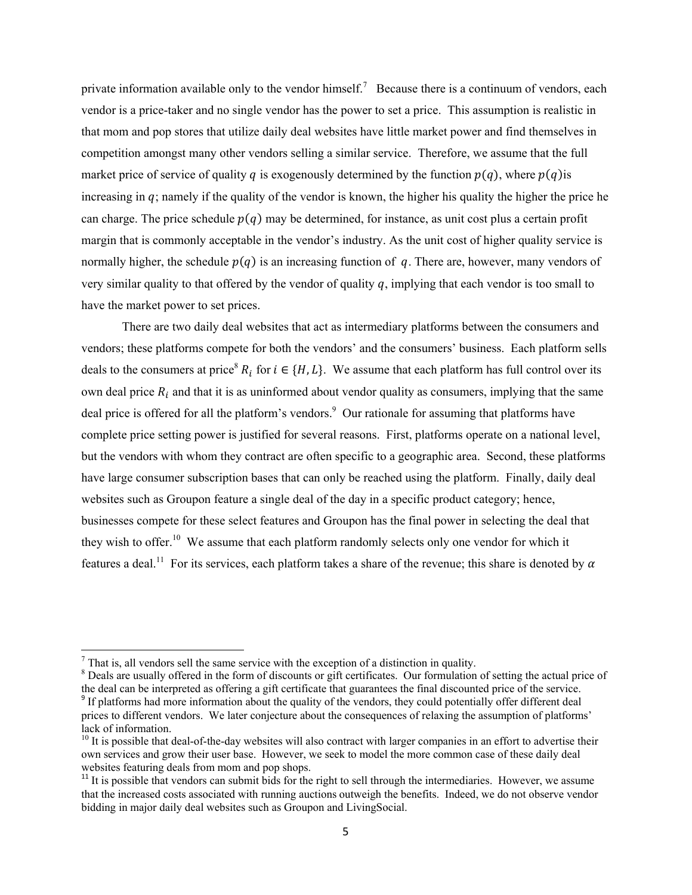private information available only to the vendor himself.[7] Because there is a continuum of vendors, each vendor is a price-taker and no single vendor has the power to set a price. This assumption is realistic in that mom and pop stores that utilize daily deal websites have little market power and find themselves in competition amongst many other vendors selling a similar service. Therefore, we assume that the full market price of service of quality $q$ is exogenously determined by the function $p(q)$, where $p(q)$is increasing in $q$; namely if the quality of the vendor is known, the higher his quality the higher the price he can charge. The price schedule $p(q)$ may be determined, for instance, as unit cost plus a certain profit margin that is commonly acceptable in the vendor's industry. As the unit cost of higher quality service is normally higher, the schedule $p(q)$ is an increasing function of $q$. There are, however, many vendors of very similar quality to that offered by the vendor of quality $q$, implying that each vendor is too small to have the market power to set prices.

There are two daily deal websites that act as intermediary platforms between the consumers and vendors; these platforms compete for both the vendors' and the consumers' business. Each platform sells deals to the consumers at price[8] $R_i$ for $i \in \{H, L\}$. We assume that each platform has full control over its own deal price $R_i$ and that it is as uninformed about vendor quality as consumers, implying that the same deal price is offered for all the platform's vendors.[9] Our rationale for assuming that platforms have complete price setting power is justified for several reasons. First, platforms operate on a national level, but the vendors with whom they contract are often specific to a geographic area. Second, these platforms have large consumer subscription bases that can only be reached using the platform. Finally, daily deal websites such as Groupon feature a single deal of the day in a specific product category; hence, businesses compete for these select features and Groupon has the final power in selecting the deal that they wish to offer.[10] We assume that each platform randomly selects only one vendor for which it features a deal.[11] For its services, each platform takes a share of the revenue; this share is denoted by $\alpha$

---

[7] That is, all vendors sell the same service with the exception of a distinction in quality.

[8] Deals are usually offered in the form of discounts or gift certificates. Our formulation of setting the actual price of the deal can be interpreted as offering a gift certificate that guarantees the final discounted price of the service.

[9] If platforms had more information about the quality of the vendors, they could potentially offer different deal prices to different vendors. We later conjecture about the consequences of relaxing the assumption of platforms' lack of information.

[10] It is possible that deal-of-the-day websites will also contract with larger companies in an effort to advertise their own services and grow their user base. However, we seek to model the more common case of these daily deal websites featuring deals from mom and pop shops.

[11] It is possible that vendors can submit bids for the right to sell through the intermediaries. However, we assume that the increased costs associated with running auctions outweigh the benefits. Indeed, we do not observe vendor bidding in major daily deal websites such as Groupon and LivingSocial.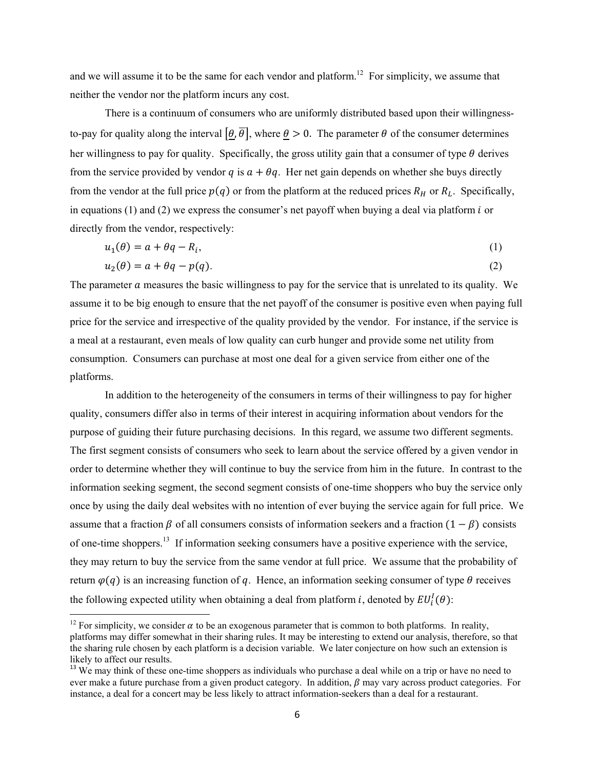and we will assume it to be the same for each vendor and platform.[12] For simplicity, we assume that neither the vendor nor the platform incurs any cost.

There is a continuum of consumers who are uniformly distributed based upon their willingness-to-pay for quality along the interval $[\underline{\theta}, \overline{\theta}]$, where $\underline{\theta} > 0$. The parameter $\theta$ of the consumer determines her willingness to pay for quality. Specifically, the gross utility gain that a consumer of type $\theta$ derives from the service provided by vendor $q$ is $a + \theta q$. Her net gain depends on whether she buys directly from the vendor at the full price $p(q)$ or from the platform at the reduced prices $R_H$ or $R_L$. Specifically, in equations (1) and (2) we express the consumer's net payoff when buying a deal via platform $i$ or directly from the vendor, respectively:

$$u_1(\theta) = a + \theta q - R_i, \tag{1}$$

$$u_2(\theta) = a + \theta q - p(q). \tag{2}$$

The parameter $a$ measures the basic willingness to pay for the service that is unrelated to its quality. We assume it to be big enough to ensure that the net payoff of the consumer is positive even when paying full price for the service and irrespective of the quality provided by the vendor. For instance, if the service is a meal at a restaurant, even meals of low quality can curb hunger and provide some net utility from consumption. Consumers can purchase at most one deal for a given service from either one of the platforms.

In addition to the heterogeneity of the consumers in terms of their willingness to pay for higher quality, consumers differ also in terms of their interest in acquiring information about vendors for the purpose of guiding their future purchasing decisions. In this regard, we assume two different segments. The first segment consists of consumers who seek to learn about the service offered by a given vendor in order to determine whether they will continue to buy the service from him in the future. In contrast to the information seeking segment, the second segment consists of one-time shoppers who buy the service only once by using the daily deal websites with no intention of ever buying the service again for full price. We assume that a fraction $\beta$ of all consumers consists of information seekers and a fraction $(1 - \beta)$ consists of one-time shoppers.[13] If information seeking consumers have a positive experience with the service, they may return to buy the service from the same vendor at full price. We assume that the probability of return $\varphi(q)$ is an increasing function of $q$. Hence, an information seeking consumer of type $\theta$ receives the following expected utility when obtaining a deal from platform $i$, denoted by $EU_i^I(\theta)$:

---

[12] For simplicity, we consider $\alpha$ to be an exogenous parameter that is common to both platforms. In reality, platforms may differ somewhat in their sharing rules. It may be interesting to extend our analysis, therefore, so that the sharing rule chosen by each platform is a decision variable. We later conjecture on how such an extension is likely to affect our results.

[13] We may think of these one-time shoppers as individuals who purchase a deal while on a trip or have no need to ever make a future purchase from a given product category. In addition, $\beta$ may vary across product categories. For instance, a deal for a concert may be less likely to attract information-seekers than a deal for a restaurant.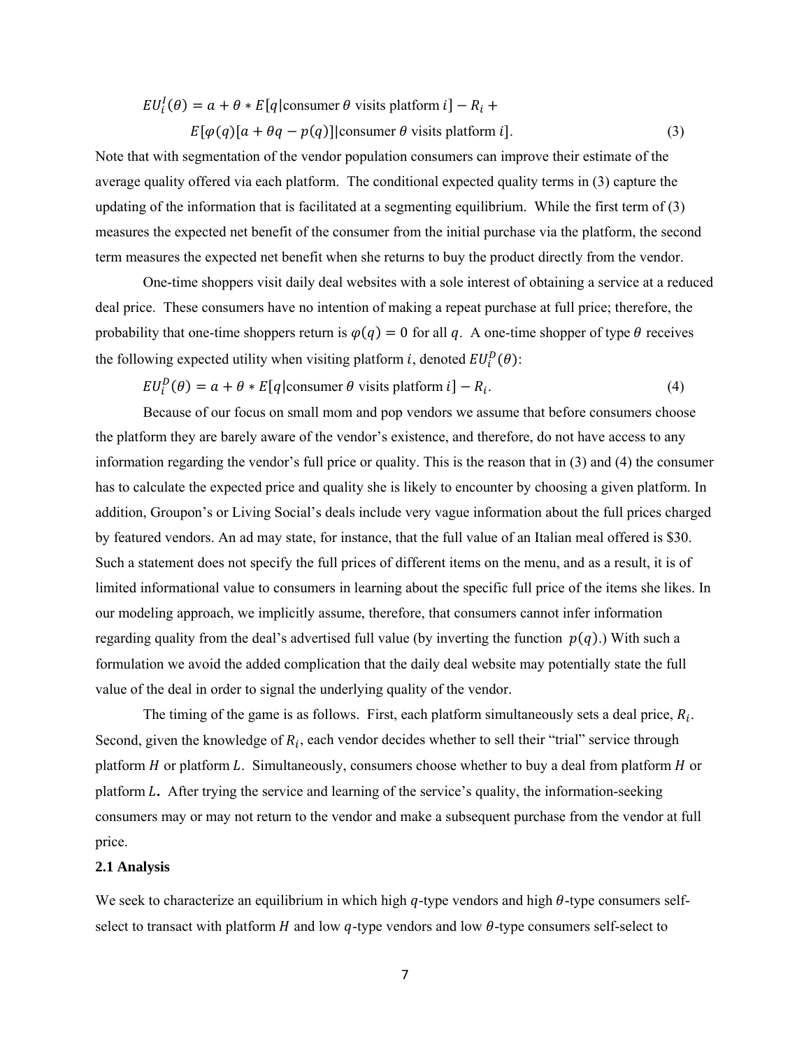$$EU_i^I(\theta) = a + \theta * E[q|\text{consumer } \theta \text{ visits platform } i] - R_i +$$
$$E[\varphi(q)[a + \theta q - p(q)]|\text{consumer } \theta \text{ visits platform } i]. \tag{3}$$

Note that with segmentation of the vendor population consumers can improve their estimate of the average quality offered via each platform. The conditional expected quality terms in (3) capture the updating of the information that is facilitated at a segmenting equilibrium. While the first term of (3) measures the expected net benefit of the consumer from the initial purchase via the platform, the second term measures the expected net benefit when she returns to buy the product directly from the vendor.

One-time shoppers visit daily deal websites with a sole interest of obtaining a service at a reduced deal price. These consumers have no intention of making a repeat purchase at full price; therefore, the probability that one-time shoppers return is $\varphi(q) = 0$ for all $q$. A one-time shopper of type $\theta$ receives the following expected utility when visiting platform $i$, denoted $EU_i^D(\theta)$:

$$EU_i^D(\theta) = a + \theta * E[q|\text{consumer } \theta \text{ visits platform } i] - R_i. \tag{4}$$

Because of our focus on small mom and pop vendors we assume that before consumers choose the platform they are barely aware of the vendor's existence, and therefore, do not have access to any information regarding the vendor's full price or quality. This is the reason that in (3) and (4) the consumer has to calculate the expected price and quality she is likely to encounter by choosing a given platform. In addition, Groupon's or Living Social's deals include very vague information about the full prices charged by featured vendors. An ad may state, for instance, that the full value of an Italian meal offered is \$30. Such a statement does not specify the full prices of different items on the menu, and as a result, it is of limited informational value to consumers in learning about the specific full price of the items she likes. In our modeling approach, we implicitly assume, therefore, that consumers cannot infer information regarding quality from the deal's advertised full value (by inverting the function $p(q)$.) With such a formulation we avoid the added complication that the daily deal website may potentially state the full value of the deal in order to signal the underlying quality of the vendor.

The timing of the game is as follows. First, each platform simultaneously sets a deal price, $R_i$. Second, given the knowledge of $R_i$, each vendor decides whether to sell their "trial" service through platform $H$ or platform $L$. Simultaneously, consumers choose whether to buy a deal from platform $H$ or platform $L$. After trying the service and learning of the service's quality, the information-seeking consumers may or may not return to the vendor and make a subsequent purchase from the vendor at full price.

### 2.1 Analysis

We seek to characterize an equilibrium in which high $q$-type vendors and high $\theta$-type consumers self-select to transact with platform $H$ and low $q$-type vendors and low $\theta$-type consumers self-select to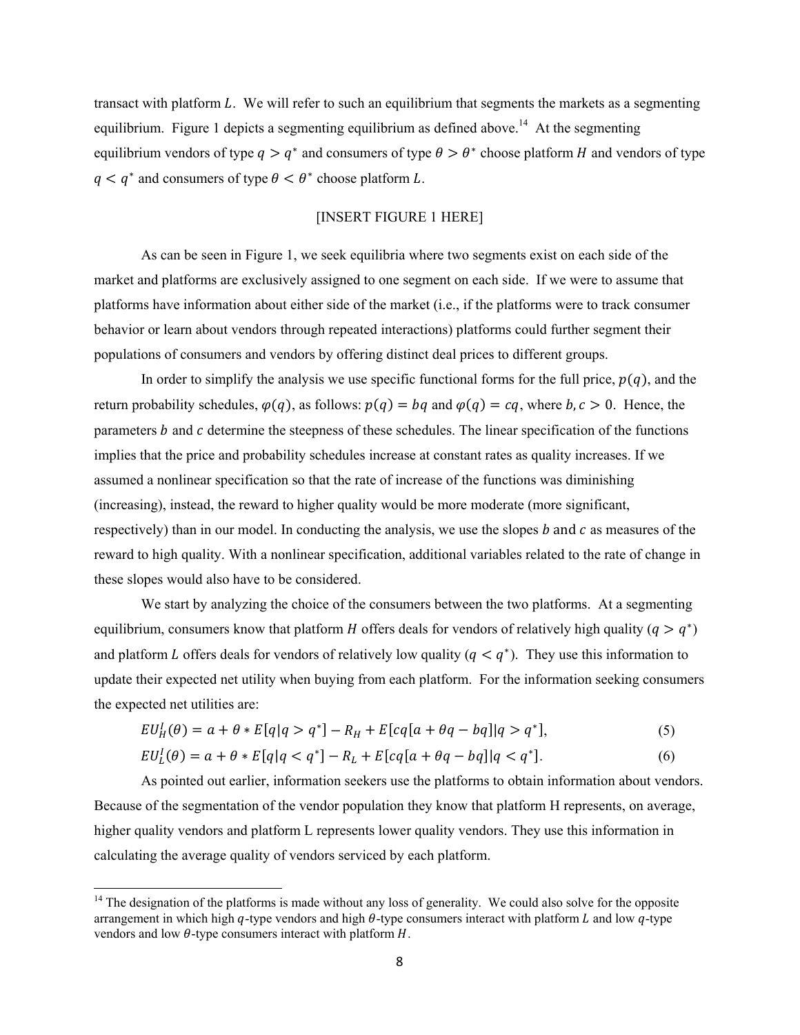transact with platform $L$. We will refer to such an equilibrium that segments the markets as a segmenting equilibrium. Figure 1 depicts a segmenting equilibrium as defined above.[14] At the segmenting equilibrium vendors of type $q > q^*$ and consumers of type $\theta > \theta^*$ choose platform $H$ and vendors of type $q < q^*$ and consumers of type $\theta < \theta^*$ choose platform $L$.

[INSERT FIGURE 1 HERE]

As can be seen in Figure 1, we seek equilibria where two segments exist on each side of the market and platforms are exclusively assigned to one segment on each side. If we were to assume that platforms have information about either side of the market (i.e., if the platforms were to track consumer behavior or learn about vendors through repeated interactions) platforms could further segment their populations of consumers and vendors by offering distinct deal prices to different groups.

In order to simplify the analysis we use specific functional forms for the full price, $p(q)$, and the return probability schedules, $\varphi(q)$, as follows: $p(q) = bq$ and $\varphi(q) = cq$, where $b, c > 0$. Hence, the parameters $b$ and $c$ determine the steepness of these schedules. The linear specification of the functions implies that the price and probability schedules increase at constant rates as quality increases. If we assumed a nonlinear specification so that the rate of increase of the functions was diminishing (increasing), instead, the reward to higher quality would be more moderate (more significant, respectively) than in our model. In conducting the analysis, we use the slopes $b$ and $c$ as measures of the reward to high quality. With a nonlinear specification, additional variables related to the rate of change in these slopes would also have to be considered.

We start by analyzing the choice of the consumers between the two platforms. At a segmenting equilibrium, consumers know that platform $H$ offers deals for vendors of relatively high quality ($q > q^*$) and platform $L$ offers deals for vendors of relatively low quality ($q < q^*$). They use this information to update their expected net utility when buying from each platform. For the information seeking consumers the expected net utilities are:

$$EU_H^I(\theta) = a + \theta * E[q|q > q^*] - R_H + E[cq[a + \theta q - bq]|q > q^*], \tag{5}$$

$$EU_L^I(\theta) = a + \theta * E[q|q < q^*] - R_L + E[cq[a + \theta q - bq]|q < q^*]. \tag{6}$$

As pointed out earlier, information seekers use the platforms to obtain information about vendors. Because of the segmentation of the vendor population they know that platform H represents, on average, higher quality vendors and platform L represents lower quality vendors. They use this information in calculating the average quality of vendors serviced by each platform.

[14] The designation of the platforms is made without any loss of generality. We could also solve for the opposite arrangement in which high $q$-type vendors and high $\theta$-type consumers interact with platform $L$ and low $q$-type vendors and low $\theta$-type consumers interact with platform $H$.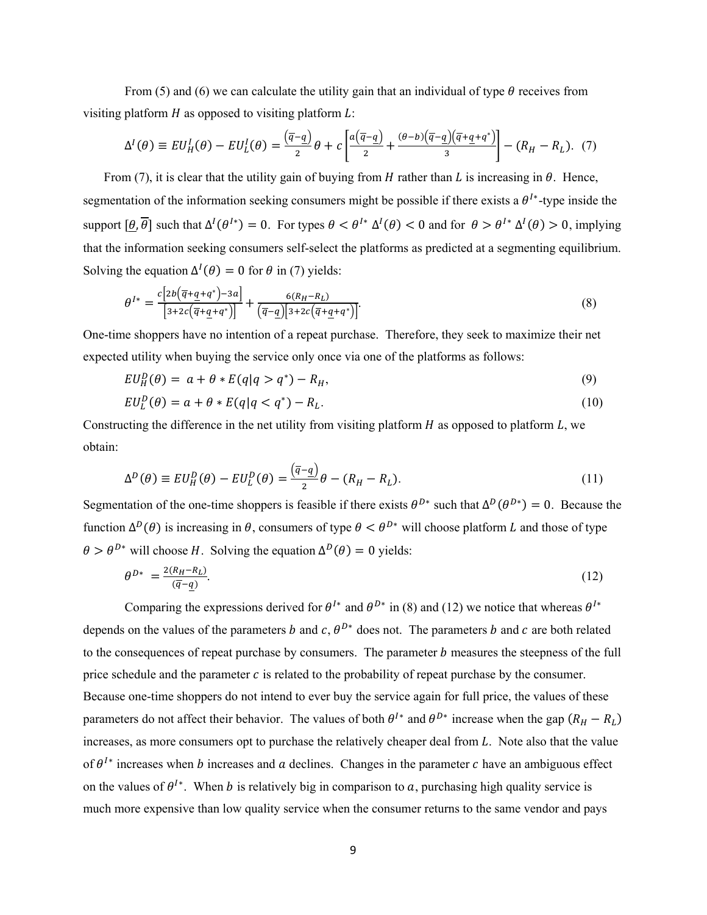From (5) and (6) we can calculate the utility gain that an individual of type $\theta$ receives from visiting platform $H$ as opposed to visiting platform $L$:

$$\Delta^I(\theta) \equiv EU_H^I(\theta) - EU_L^I(\theta) = \frac{(\overline{q}-\underline{q})}{2}\theta + c\left[\frac{a(\overline{q}-\underline{q})}{2} + \frac{(\theta-b)(\overline{q}-\underline{q})(\overline{q}+\underline{q}+q^*)}{3}\right] - (R_H - R_L). \quad (7)$$

From (7), it is clear that the utility gain of buying from $H$ rather than $L$ is increasing in $\theta$. Hence, segmentation of the information seeking consumers might be possible if there exists a $\theta^{I*}$-type inside the support $[\underline{\theta}, \overline{\theta}]$ such that $\Delta^I(\theta^{I*}) = 0$. For types $\theta < \theta^{I*}$ $\Delta^I(\theta) < 0$ and for $\theta > \theta^{I*}$ $\Delta^I(\theta) > 0$, implying that the information seeking consumers self-select the platforms as predicted at a segmenting equilibrium. Solving the equation $\Delta^I(\theta) = 0$ for $\theta$ in (7) yields:

$$\theta^{I*} = \frac{c\left[2b(\overline{q}+\underline{q}+q^*) - 3a\right]}{\left[3+2c(\overline{q}+\underline{q}+q^*)\right]} + \frac{6(R_H - R_L)}{(\overline{q}-\underline{q})\left[3+2c(\overline{q}+\underline{q}+q^*)\right]}. \quad (8)$$

One-time shoppers have no intention of a repeat purchase. Therefore, they seek to maximize their net expected utility when buying the service only once via one of the platforms as follows:

$$EU_H^D(\theta) = a + \theta * E(q|q > q^*) - R_H, \quad (9)$$

$$EU_L^D(\theta) = a + \theta * E(q|q < q^*) - R_L. \quad (10)$$

Constructing the difference in the net utility from visiting platform $H$ as opposed to platform $L$, we obtain:

$$\Delta^D(\theta) \equiv EU_H^D(\theta) - EU_L^D(\theta) = \frac{(\overline{q}-\underline{q})}{2}\theta - (R_H - R_L). \quad (11)$$

Segmentation of the one-time shoppers is feasible if there exists $\theta^{D*}$ such that $\Delta^D(\theta^{D*}) = 0$. Because the function $\Delta^D(\theta)$ is increasing in $\theta$, consumers of type $\theta < \theta^{D*}$ will choose platform $L$ and those of type $\theta > \theta^{D*}$ will choose $H$. Solving the equation $\Delta^D(\theta) = 0$ yields:

$$\theta^{D*} = \frac{2(R_H - R_L)}{(\overline{q}-\underline{q})}. \quad (12)$$

Comparing the expressions derived for $\theta^{I*}$ and $\theta^{D*}$ in (8) and (12) we notice that whereas $\theta^{I*}$ depends on the values of the parameters $b$ and $c$, $\theta^{D*}$ does not. The parameters $b$ and $c$ are both related to the consequences of repeat purchase by consumers. The parameter $b$ measures the steepness of the full price schedule and the parameter $c$ is related to the probability of repeat purchase by the consumer. Because one-time shoppers do not intend to ever buy the service again for full price, the values of these parameters do not affect their behavior. The values of both $\theta^{I*}$ and $\theta^{D*}$ increase when the gap $(R_H - R_L)$ increases, as more consumers opt to purchase the relatively cheaper deal from $L$. Note also that the value of $\theta^{I*}$ increases when $b$ increases and $a$ declines. Changes in the parameter $c$ have an ambiguous effect on the values of $\theta^{I*}$. When $b$ is relatively big in comparison to $a$, purchasing high quality service is much more expensive than low quality service when the consumer returns to the same vendor and pays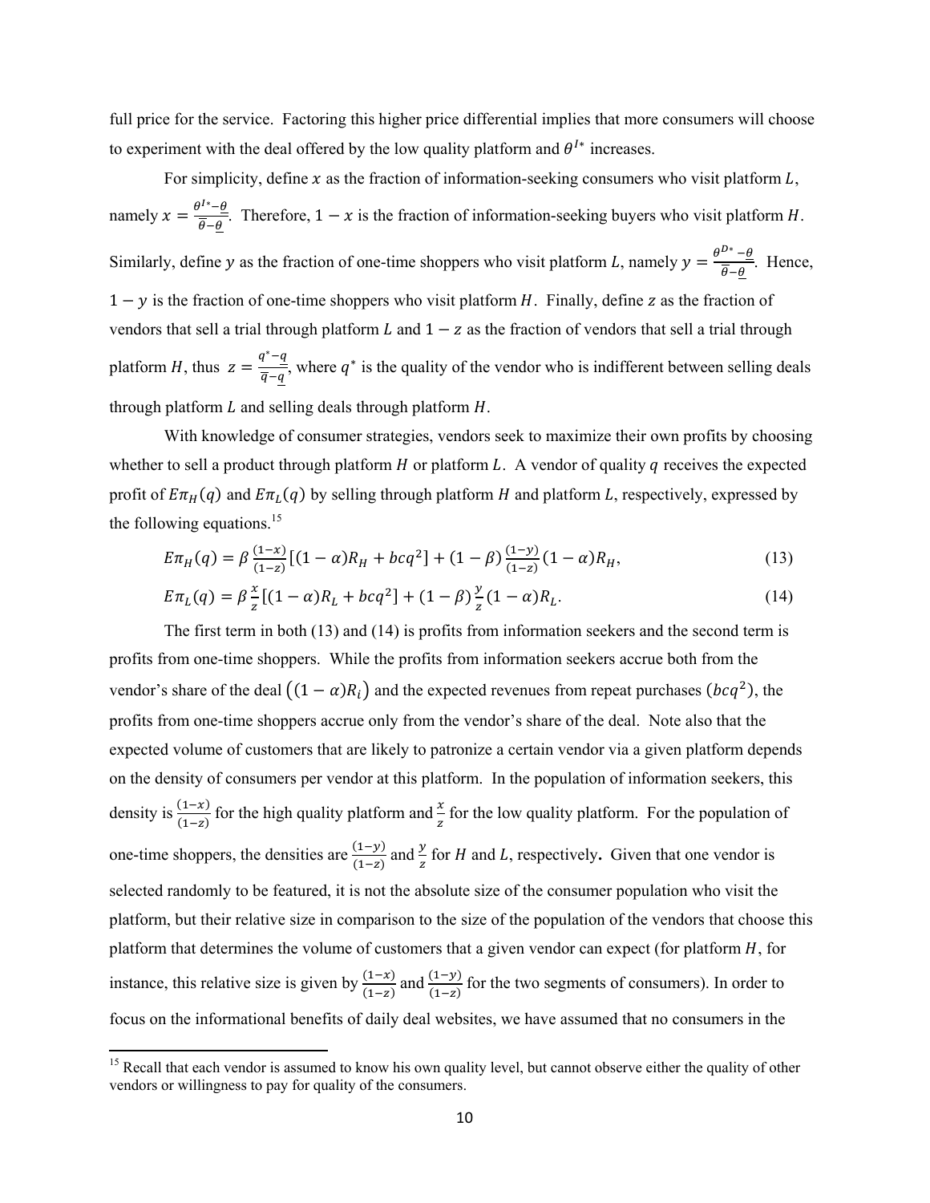full price for the service. Factoring this higher price differential implies that more consumers will choose to experiment with the deal offered by the low quality platform and $\theta^{I*}$ increases.

For simplicity, define $x$ as the fraction of information-seeking consumers who visit platform $L$, namely $x = \frac{\theta^{I*} - \underline{\theta}}{\overline{\theta} - \underline{\theta}}$. Therefore, $1 - x$ is the fraction of information-seeking buyers who visit platform $H$. Similarly, define $y$ as the fraction of one-time shoppers who visit platform $L$, namely $y = \frac{\theta^{D*} - \underline{\theta}}{\overline{\theta} - \underline{\theta}}$. Hence, $1 - y$ is the fraction of one-time shoppers who visit platform $H$. Finally, define $z$ as the fraction of vendors that sell a trial through platform $L$ and $1 - z$ as the fraction of vendors that sell a trial through platform $H$, thus $z = \frac{q^* - \underline{q}}{\overline{q} - \underline{q}}$, where $q^*$ is the quality of the vendor who is indifferent between selling deals through platform $L$ and selling deals through platform $H$.

With knowledge of consumer strategies, vendors seek to maximize their own profits by choosing whether to sell a product through platform $H$ or platform $L$. A vendor of quality $q$ receives the expected profit of $E\pi_H(q)$ and $E\pi_L(q)$ by selling through platform $H$ and platform $L$, respectively, expressed by the following equations.[15]

$$E\pi_H(q) = \beta \frac{(1-x)}{(1-z)}[(1-\alpha)R_H + bcq^2] + (1-\beta)\frac{(1-y)}{(1-z)}(1-\alpha)R_H, \tag{13}$$

$$E\pi_L(q) = \beta \frac{x}{z}[(1-\alpha)R_L + bcq^2] + (1-\beta)\frac{y}{z}(1-\alpha)R_L. \tag{14}$$

The first term in both (13) and (14) is profits from information seekers and the second term is profits from one-time shoppers. While the profits from information seekers accrue both from the vendor's share of the deal $\left((1-\alpha)R_i\right)$ and the expected revenues from repeat purchases $(bcq^2)$, the profits from one-time shoppers accrue only from the vendor's share of the deal. Note also that the expected volume of customers that are likely to patronize a certain vendor via a given platform depends on the density of consumers per vendor at this platform. In the population of information seekers, this density is $\frac{(1-x)}{(1-z)}$ for the high quality platform and $\frac{x}{z}$ for the low quality platform. For the population of one-time shoppers, the densities are $\frac{(1-y)}{(1-z)}$ and $\frac{y}{z}$ for $H$ and $L$, respectively**.** Given that one vendor is selected randomly to be featured, it is not the absolute size of the consumer population who visit the platform, but their relative size in comparison to the size of the population of the vendors that choose this platform that determines the volume of customers that a given vendor can expect (for platform $H$, for instance, this relative size is given by $\frac{(1-x)}{(1-z)}$ and $\frac{(1-y)}{(1-z)}$ for the two segments of consumers). In order to focus on the informational benefits of daily deal websites, we have assumed that no consumers in the

[15] Recall that each vendor is assumed to know his own quality level, but cannot observe either the quality of other vendors or willingness to pay for quality of the consumers.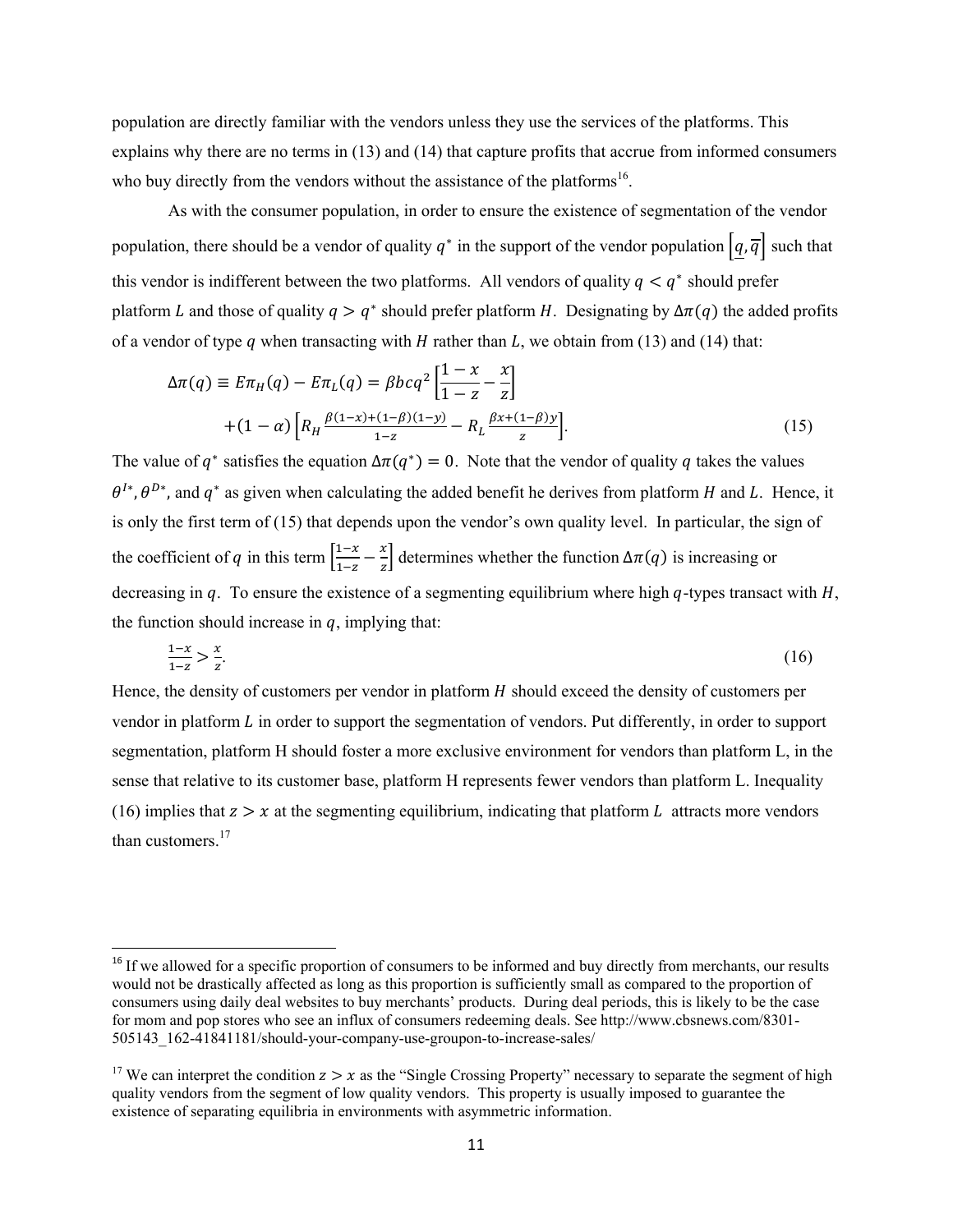population are directly familiar with the vendors unless they use the services of the platforms. This explains why there are no terms in (13) and (14) that capture profits that accrue from informed consumers who buy directly from the vendors without the assistance of the platforms[16].

As with the consumer population, in order to ensure the existence of segmentation of the vendor population, there should be a vendor of quality $q^*$ in the support of the vendor population $[\underline{q}, \overline{q}]$ such that this vendor is indifferent between the two platforms. All vendors of quality $q < q^*$ should prefer platform $L$ and those of quality $q > q^*$ should prefer platform $H$. Designating by $\Delta\pi(q)$ the added profits of a vendor of type $q$ when transacting with $H$ rather than $L$, we obtain from (13) and (14) that:

$$\Delta\pi(q) \equiv E\pi_H(q) - E\pi_L(q) = \beta bcq^2 \left[\frac{1-x}{1-z} - \frac{x}{z}\right] + (1-\alpha)\left[R_H \frac{\beta(1-x)+(1-\beta)(1-y)}{1-z} - R_L \frac{\beta x + (1-\beta)y}{z}\right]. \tag{15}$$

The value of $q^*$ satisfies the equation $\Delta\pi(q^*) = 0$. Note that the vendor of quality $q$ takes the values $\theta^{I*}$, $\theta^{D*}$, and $q^*$ as given when calculating the added benefit he derives from platform $H$ and $L$. Hence, it is only the first term of (15) that depends upon the vendor's own quality level. In particular, the sign of the coefficient of $q$ in this term $\left[\frac{1-x}{1-z} - \frac{x}{z}\right]$ determines whether the function $\Delta\pi(q)$ is increasing or decreasing in $q$. To ensure the existence of a segmenting equilibrium where high $q$-types transact with $H$, the function should increase in $q$, implying that:

$$\frac{1-x}{1-z} > \frac{x}{z}. \tag{16}$$

Hence, the density of customers per vendor in platform $H$ should exceed the density of customers per vendor in platform $L$ in order to support the segmentation of vendors. Put differently, in order to support segmentation, platform H should foster a more exclusive environment for vendors than platform L, in the sense that relative to its customer base, platform H represents fewer vendors than platform L. Inequality (16) implies that $z > x$ at the segmenting equilibrium, indicating that platform $L$ attracts more vendors than customers.[17]

---

[16] If we allowed for a specific proportion of consumers to be informed and buy directly from merchants, our results would not be drastically affected as long as this proportion is sufficiently small as compared to the proportion of consumers using daily deal websites to buy merchants' products. During deal periods, this is likely to be the case for mom and pop stores who see an influx of consumers redeeming deals. See http://www.cbsnews.com/8301-505143_162-41841181/should-your-company-use-groupon-to-increase-sales/

[17] We can interpret the condition $z > x$ as the "Single Crossing Property" necessary to separate the segment of high quality vendors from the segment of low quality vendors. This property is usually imposed to guarantee the existence of separating equilibria in environments with asymmetric information.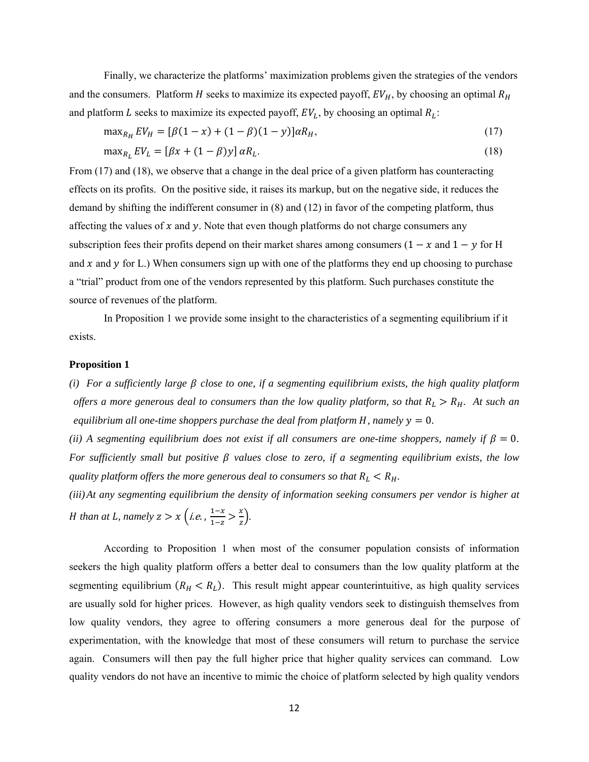Finally, we characterize the platforms' maximization problems given the strategies of the vendors and the consumers. Platform $H$ seeks to maximize its expected payoff, $EV_H$, by choosing an optimal $R_H$ and platform $L$ seeks to maximize its expected payoff, $EV_L$, by choosing an optimal $R_L$:

$$\max_{R_H} EV_H = [\beta(1-x) + (1-\beta)(1-y)]\alpha R_H, \tag{17}$$

$$\max_{R_L} EV_L = [\beta x + (1-\beta)y]\,\alpha R_L. \tag{18}$$

From (17) and (18), we observe that a change in the deal price of a given platform has counteracting effects on its profits. On the positive side, it raises its markup, but on the negative side, it reduces the demand by shifting the indifferent consumer in (8) and (12) in favor of the competing platform, thus affecting the values of $x$ and $y$. Note that even though platforms do not charge consumers any subscription fees their profits depend on their market shares among consumers ($1-x$ and $1-y$ for H and $x$ and $y$ for L.) When consumers sign up with one of the platforms they end up choosing to purchase a "trial" product from one of the vendors represented by this platform. Such purchases constitute the source of revenues of the platform.

In Proposition 1 we provide some insight to the characteristics of a segmenting equilibrium if it exists.

**Proposition 1**

*(i) For a sufficiently large $\beta$ close to one, if a segmenting equilibrium exists, the high quality platform offers a more generous deal to consumers than the low quality platform, so that $R_L > R_H$. At such an equilibrium all one-time shoppers purchase the deal from platform $H$, namely $y = 0$.*

*(ii) A segmenting equilibrium does not exist if all consumers are one-time shoppers, namely if $\beta = 0$. For sufficiently small but positive $\beta$ values close to zero, if a segmenting equilibrium exists, the low quality platform offers the more generous deal to consumers so that $R_L < R_H$.*

*(iii) At any segmenting equilibrium the density of information seeking consumers per vendor is higher at H than at L, namely $z > x$ $\left(\text{i.e.}, \frac{1-x}{1-z} > \frac{x}{z}\right)$.*

According to Proposition 1 when most of the consumer population consists of information seekers the high quality platform offers a better deal to consumers than the low quality platform at the segmenting equilibrium ($R_H < R_L$). This result might appear counterintuitive, as high quality services are usually sold for higher prices. However, as high quality vendors seek to distinguish themselves from low quality vendors, they agree to offering consumers a more generous deal for the purpose of experimentation, with the knowledge that most of these consumers will return to purchase the service again. Consumers will then pay the full higher price that higher quality services can command. Low quality vendors do not have an incentive to mimic the choice of platform selected by high quality vendors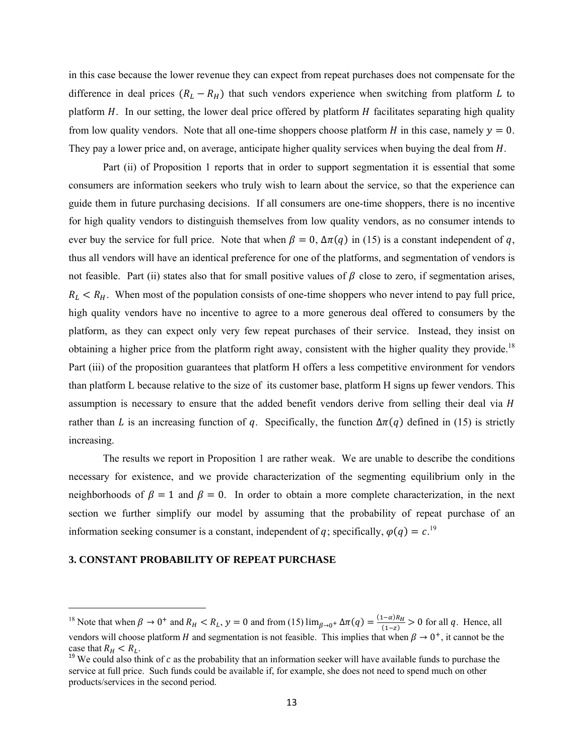in this case because the lower revenue they can expect from repeat purchases does not compensate for the difference in deal prices $(R_L - R_H)$ that such vendors experience when switching from platform $L$ to platform $H$. In our setting, the lower deal price offered by platform $H$ facilitates separating high quality from low quality vendors. Note that all one-time shoppers choose platform $H$ in this case, namely $y = 0$. They pay a lower price and, on average, anticipate higher quality services when buying the deal from $H$.

Part (ii) of Proposition 1 reports that in order to support segmentation it is essential that some consumers are information seekers who truly wish to learn about the service, so that the experience can guide them in future purchasing decisions. If all consumers are one-time shoppers, there is no incentive for high quality vendors to distinguish themselves from low quality vendors, as no consumer intends to ever buy the service for full price. Note that when $\beta = 0$, $\Delta\pi(q)$ in (15) is a constant independent of $q$, thus all vendors will have an identical preference for one of the platforms, and segmentation of vendors is not feasible. Part (ii) states also that for small positive values of $\beta$ close to zero, if segmentation arises, $R_L < R_H$. When most of the population consists of one-time shoppers who never intend to pay full price, high quality vendors have no incentive to agree to a more generous deal offered to consumers by the platform, as they can expect only very few repeat purchases of their service. Instead, they insist on obtaining a higher price from the platform right away, consistent with the higher quality they provide.[18] Part (iii) of the proposition guarantees that platform H offers a less competitive environment for vendors than platform L because relative to the size of its customer base, platform H signs up fewer vendors. This assumption is necessary to ensure that the added benefit vendors derive from selling their deal via $H$ rather than $L$ is an increasing function of $q$. Specifically, the function $\Delta\pi(q)$ defined in (15) is strictly increasing.

The results we report in Proposition 1 are rather weak. We are unable to describe the conditions necessary for existence, and we provide characterization of the segmenting equilibrium only in the neighborhoods of $\beta = 1$ and $\beta = 0$. In order to obtain a more complete characterization, in the next section we further simplify our model by assuming that the probability of repeat purchase of an information seeking consumer is a constant, independent of $q$; specifically, $\varphi(q) = c$.[19]

## 3. CONSTANT PROBABILITY OF REPEAT PURCHASE

---

[18] Note that when $\beta \to 0^+$ and $R_H < R_L$, $y = 0$ and from (15) $\lim_{\beta \to 0^+} \Delta\pi(q) = \frac{(1-\alpha)R_H}{(1-z)} > 0$ for all $q$. Hence, all vendors will choose platform $H$ and segmentation is not feasible. This implies that when $\beta \to 0^+$, it cannot be the case that $R_H < R_L$.

[19] We could also think of $c$ as the probability that an information seeker will have available funds to purchase the service at full price. Such funds could be available if, for example, she does not need to spend much on other products/services in the second period.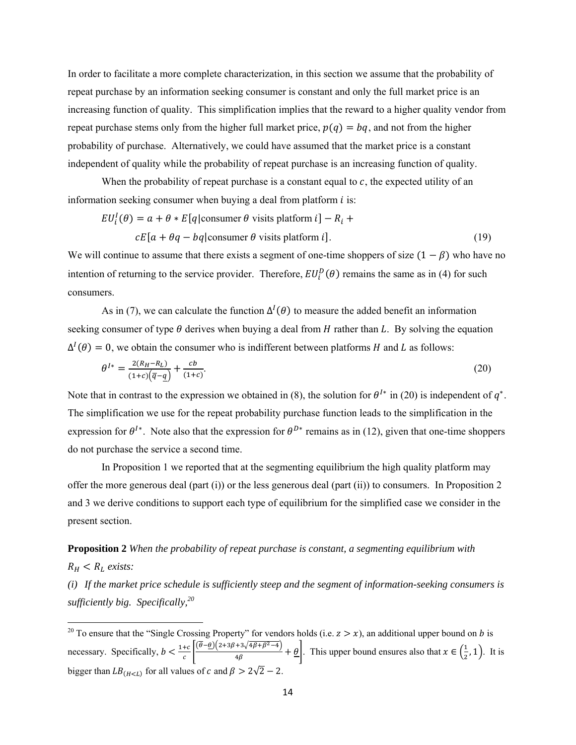In order to facilitate a more complete characterization, in this section we assume that the probability of repeat purchase by an information seeking consumer is constant and only the full market price is an increasing function of quality. This simplification implies that the reward to a higher quality vendor from repeat purchase stems only from the higher full market price, $p(q) = bq$, and not from the higher probability of purchase. Alternatively, we could have assumed that the market price is a constant independent of quality while the probability of repeat purchase is an increasing function of quality.

When the probability of repeat purchase is a constant equal to $c$, the expected utility of an information seeking consumer when buying a deal from platform $i$ is:

$$EU_i^I(\theta) = a + \theta * E[q|\text{consumer } \theta \text{ visits platform } i] - R_i + cE[a + \theta q - bq|\text{consumer } \theta \text{ visits platform } i]. \tag{19}$$

We will continue to assume that there exists a segment of one-time shoppers of size $(1 - \beta)$ who have no intention of returning to the service provider. Therefore, $EU_i^D(\theta)$ remains the same as in (4) for such consumers.

As in (7), we can calculate the function $\Delta^I(\theta)$ to measure the added benefit an information seeking consumer of type $\theta$ derives when buying a deal from $H$ rather than $L$. By solving the equation $\Delta^I(\theta) = 0$, we obtain the consumer who is indifferent between platforms $H$ and $L$ as follows:

$$\theta^{I*} = \frac{2(R_H - R_L)}{(1+c)\left(\overline{q} - \underline{q}\right)} + \frac{cb}{(1+c)}. \tag{20}$$

Note that in contrast to the expression we obtained in (8), the solution for $\theta^{I*}$ in (20) is independent of $q^*$. The simplification we use for the repeat probability purchase function leads to the simplification in the expression for $\theta^{I*}$. Note also that the expression for $\theta^{D*}$ remains as in (12), given that one-time shoppers do not purchase the service a second time.

In Proposition 1 we reported that at the segmenting equilibrium the high quality platform may offer the more generous deal (part (i)) or the less generous deal (part (ii)) to consumers. In Proposition 2 and 3 we derive conditions to support each type of equilibrium for the simplified case we consider in the present section.

**Proposition 2** *When the probability of repeat purchase is constant, a segmenting equilibrium with* $R_H < R_L$ *exists:*

*(i) If the market price schedule is sufficiently steep and the segment of information-seeking consumers is sufficiently big. Specifically,*[20]

---

[20] To ensure that the "Single Crossing Property" for vendors holds (i.e. $z > x$), an additional upper bound on $b$ is necessary. Specifically, $b < \frac{1+c}{c}\left[\frac{\left(\overline{\theta}-\underline{\theta}\right)\left(2+3\beta+3\sqrt{4\beta+\beta^2-4}\right)}{4\beta} + \underline{\theta}\right]$. This upper bound ensures also that $x \in \left(\frac{1}{2}, 1\right)$. It is bigger than $LB_{(H<L)}$ for all values of $c$ and $\beta > 2\sqrt{2} - 2$.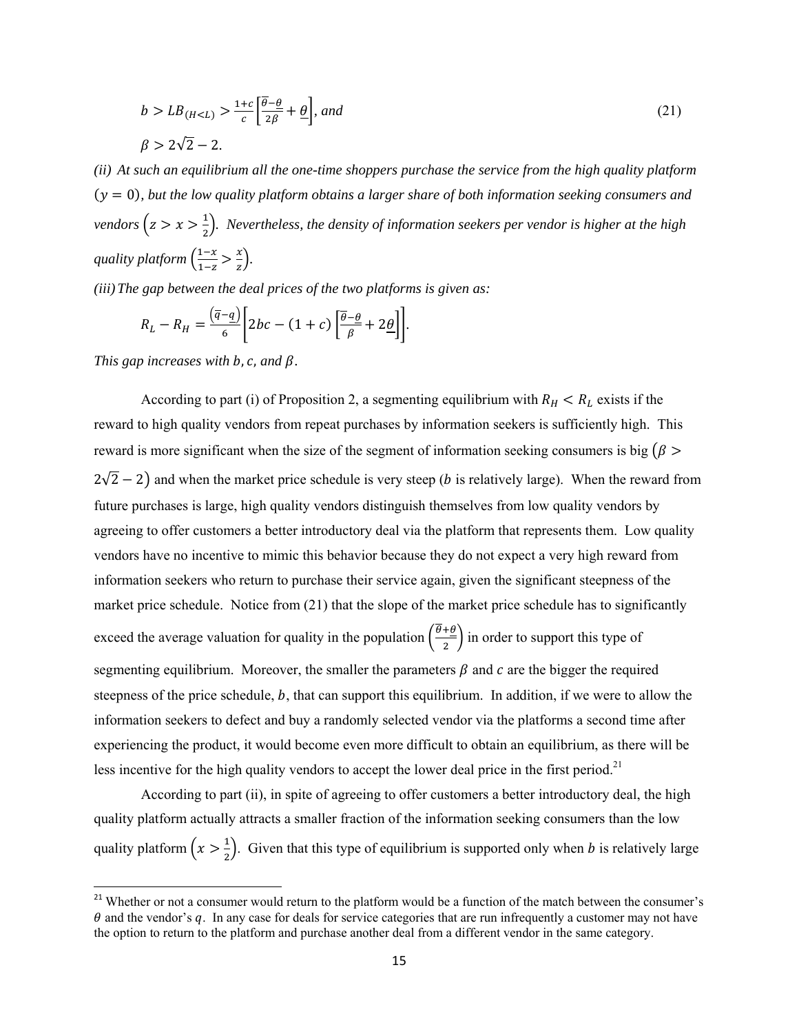$$b > LB_{(H<L)} > \frac{1+c}{c}\left[\frac{\overline{\theta}-\underline{\theta}}{2\beta}+\underline{\theta}\right], \textit{and} \tag{21}$$

$$\beta > 2\sqrt{2}-2.$$

*(ii) At such an equilibrium all the one-time shoppers purchase the service from the high quality platform* $(y = 0)$*, but the low quality platform obtains a larger share of both information seeking consumers and vendors* $\left(z > x > \frac{1}{2}\right)$*. Nevertheless, the density of information seekers per vendor is higher at the high quality platform* $\left(\frac{1-x}{1-z} > \frac{x}{z}\right)$*.*

*(iii) The gap between the deal prices of the two platforms is given as:*

$$R_L - R_H = \frac{(\overline{q}-\underline{q})}{6}\left[2bc - (1+c)\left[\frac{\overline{\theta}-\underline{\theta}}{\beta}+2\underline{\theta}\right]\right].$$

*This gap increases with* $b, c,$ *and* $\beta$*.*

According to part (i) of Proposition 2, a segmenting equilibrium with $R_H < R_L$ exists if the reward to high quality vendors from repeat purchases by information seekers is sufficiently high. This reward is more significant when the size of the segment of information seeking consumers is big $\left(\beta > 2\sqrt{2}-2\right)$ and when the market price schedule is very steep ($b$ is relatively large). When the reward from future purchases is large, high quality vendors distinguish themselves from low quality vendors by agreeing to offer customers a better introductory deal via the platform that represents them. Low quality vendors have no incentive to mimic this behavior because they do not expect a very high reward from information seekers who return to purchase their service again, given the significant steepness of the market price schedule. Notice from (21) that the slope of the market price schedule has to significantly exceed the average valuation for quality in the population $\left(\frac{\overline{\theta}+\underline{\theta}}{2}\right)$ in order to support this type of segmenting equilibrium. Moreover, the smaller the parameters $\beta$ and $c$ are the bigger the required steepness of the price schedule, $b$, that can support this equilibrium. In addition, if we were to allow the information seekers to defect and buy a randomly selected vendor via the platforms a second time after experiencing the product, it would become even more difficult to obtain an equilibrium, as there will be less incentive for the high quality vendors to accept the lower deal price in the first period.[21]

According to part (ii), in spite of agreeing to offer customers a better introductory deal, the high quality platform actually attracts a smaller fraction of the information seeking consumers than the low quality platform $\left(x > \frac{1}{2}\right)$. Given that this type of equilibrium is supported only when $b$ is relatively large

[21] Whether or not a consumer would return to the platform would be a function of the match between the consumer's $\theta$ and the vendor's $q$. In any case for deals for service categories that are run infrequently a customer may not have the option to return to the platform and purchase another deal from a different vendor in the same category.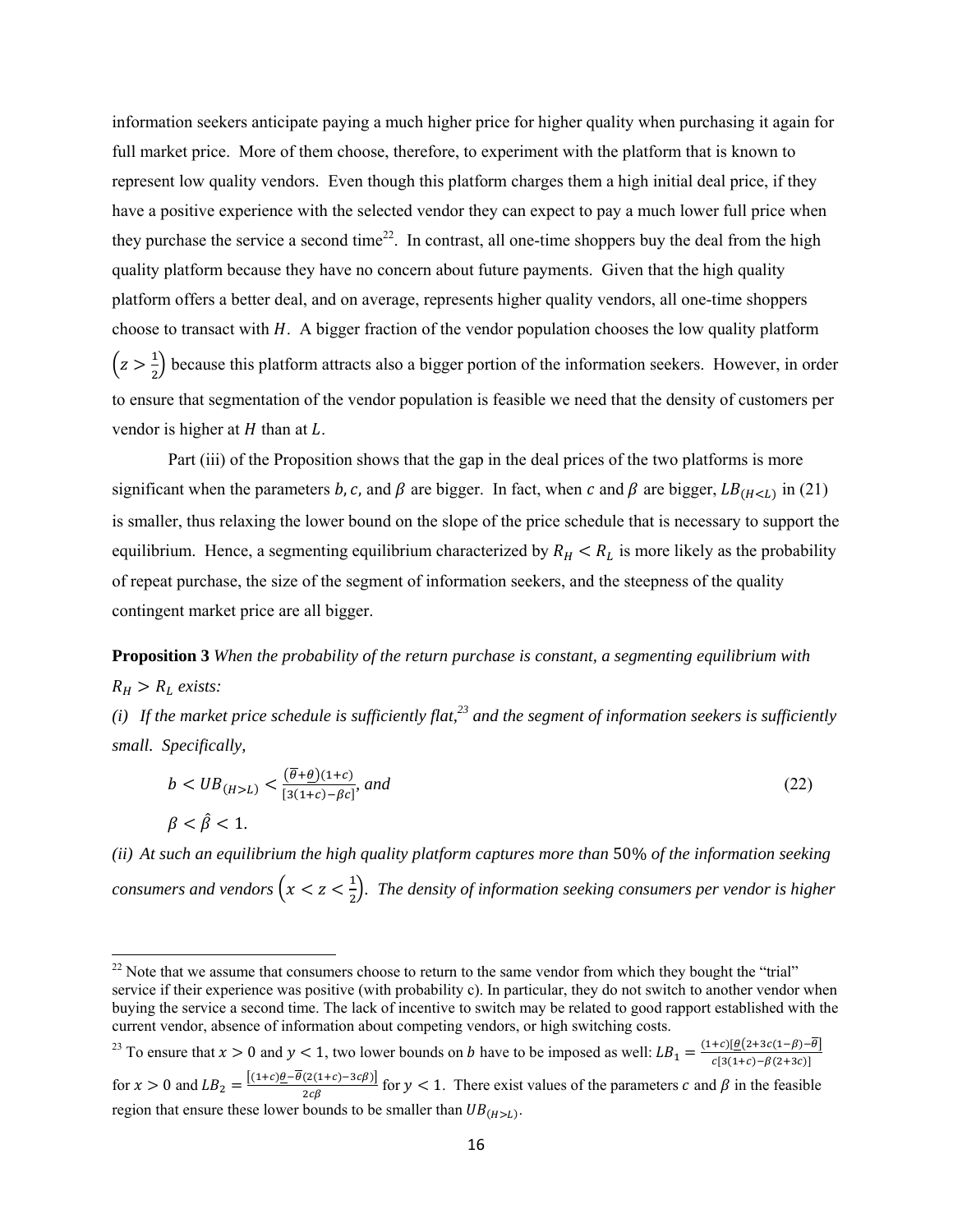information seekers anticipate paying a much higher price for higher quality when purchasing it again for full market price. More of them choose, therefore, to experiment with the platform that is known to represent low quality vendors. Even though this platform charges them a high initial deal price, if they have a positive experience with the selected vendor they can expect to pay a much lower full price when they purchase the service a second time[22]. In contrast, all one-time shoppers buy the deal from the high quality platform because they have no concern about future payments. Given that the high quality platform offers a better deal, and on average, represents higher quality vendors, all one-time shoppers choose to transact with $H$. A bigger fraction of the vendor population chooses the low quality platform $\left(z > \frac{1}{2}\right)$ because this platform attracts also a bigger portion of the information seekers. However, in order to ensure that segmentation of the vendor population is feasible we need that the density of customers per vendor is higher at $H$ than at $L$.

Part (iii) of the Proposition shows that the gap in the deal prices of the two platforms is more significant when the parameters $b, c,$ and $\beta$ are bigger. In fact, when $c$ and $\beta$ are bigger, $LB_{(H<L)}$ in (21) is smaller, thus relaxing the lower bound on the slope of the price schedule that is necessary to support the equilibrium. Hence, a segmenting equilibrium characterized by $R_H < R_L$ is more likely as the probability of repeat purchase, the size of the segment of information seekers, and the steepness of the quality contingent market price are all bigger.

**Proposition 3** *When the probability of the return purchase is constant, a segmenting equilibrium with $R_H > R_L$ exists:*

*(i) If the market price schedule is sufficiently flat,[23] and the segment of information seekers is sufficiently small. Specifically,*

$$b < UB_{(H>L)} < \frac{(\overline{\theta}+\underline{\theta})(1+c)}{[3(1+c)-\beta c]}, \text{ and} \tag{22}$$

$$\beta < \hat{\beta} < 1.$$

*(ii) At such an equilibrium the high quality platform captures more than 50% of the information seeking consumers and vendors $\left(x < z < \frac{1}{2}\right)$. The density of information seeking consumers per vendor is higher*

---

[22] Note that we assume that consumers choose to return to the same vendor from which they bought the "trial" service if their experience was positive (with probability c). In particular, they do not switch to another vendor when buying the service a second time. The lack of incentive to switch may be related to good rapport established with the current vendor, absence of information about competing vendors, or high switching costs.

[23] To ensure that $x > 0$ and $y < 1$, two lower bounds on $b$ have to be imposed as well: $LB_1 = \frac{(1+c)[\underline{\theta}(2+3c(1-\beta)-\overline{\theta}]}{c[3(1+c)-\beta(2+3c)]}$ for $x > 0$ and $LB_2 = \frac{[(1+c)\underline{\theta}-\overline{\theta}(2(1+c)-3c\beta)]}{2c\beta}$ for $y < 1$. There exist values of the parameters $c$ and $\beta$ in the feasible region that ensure these lower bounds to be smaller than $UB_{(H>L)}$.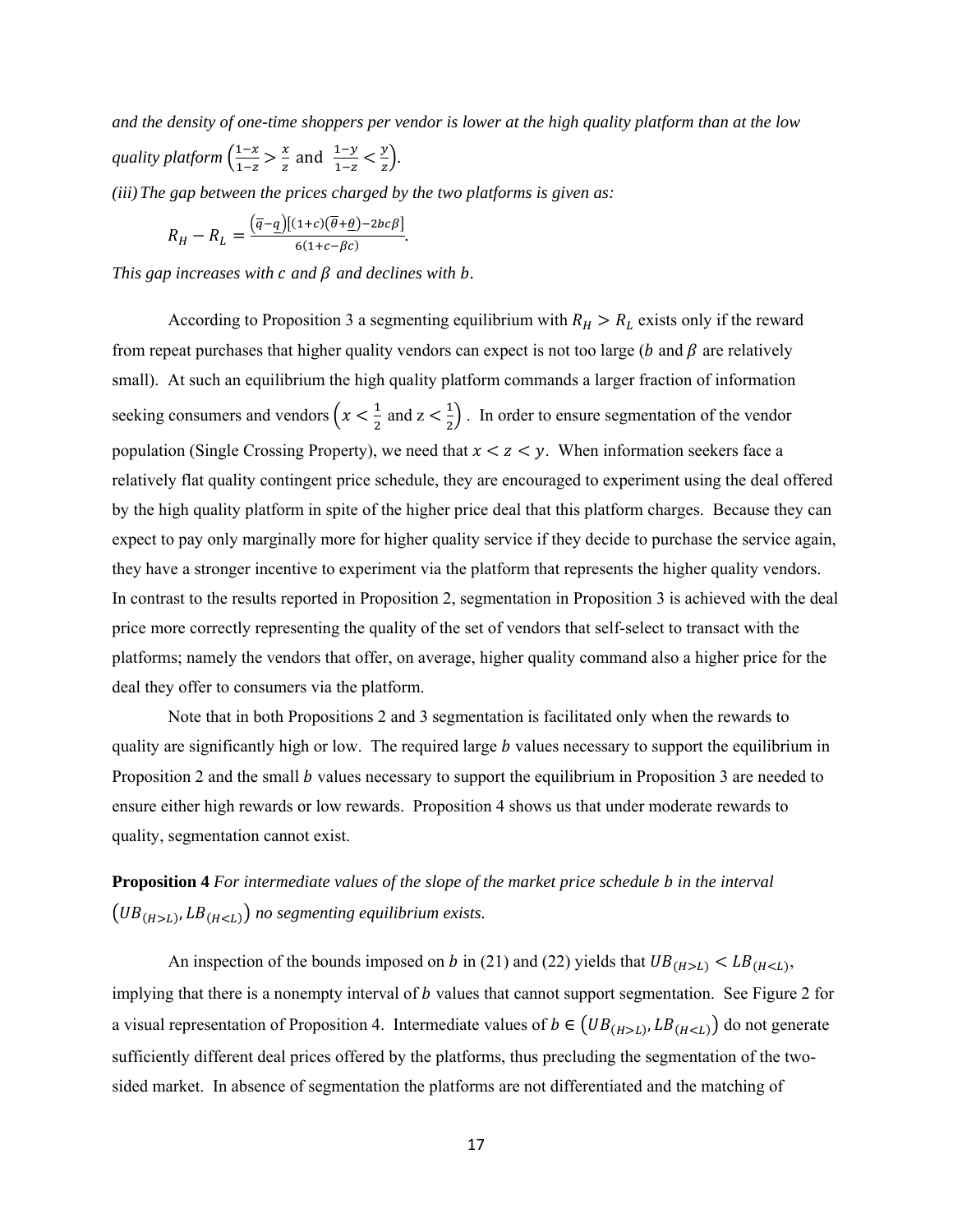*and the density of one-time shoppers per vendor is lower at the high quality platform than at the low quality platform* $\left(\frac{1-x}{1-z} > \frac{x}{z} \text{ and } \frac{1-y}{1-z} < \frac{y}{z}\right)$.

*(iii) The gap between the prices charged by the two platforms is given as:*

$$R_H - R_L = \frac{(\overline{q}-\underline{q})[(1+c)(\overline{\theta}+\underline{\theta})-2bc\beta]}{6(1+c-\beta c)}.$$

*This gap increases with* $c$ *and* $\beta$ *and declines with* $b$.

According to Proposition 3 a segmenting equilibrium with $R_H > R_L$ exists only if the reward from repeat purchases that higher quality vendors can expect is not too large ($b$ and $\beta$ are relatively small). At such an equilibrium the high quality platform commands a larger fraction of information seeking consumers and vendors $\left(x < \frac{1}{2} \text{ and } z < \frac{1}{2}\right)$. In order to ensure segmentation of the vendor population (Single Crossing Property), we need that $x < z < y$. When information seekers face a relatively flat quality contingent price schedule, they are encouraged to experiment using the deal offered by the high quality platform in spite of the higher price deal that this platform charges. Because they can expect to pay only marginally more for higher quality service if they decide to purchase the service again, they have a stronger incentive to experiment via the platform that represents the higher quality vendors. In contrast to the results reported in Proposition 2, segmentation in Proposition 3 is achieved with the deal price more correctly representing the quality of the set of vendors that self-select to transact with the platforms; namely the vendors that offer, on average, higher quality command also a higher price for the deal they offer to consumers via the platform.

Note that in both Propositions 2 and 3 segmentation is facilitated only when the rewards to quality are significantly high or low. The required large $b$ values necessary to support the equilibrium in Proposition 2 and the small $b$ values necessary to support the equilibrium in Proposition 3 are needed to ensure either high rewards or low rewards. Proposition 4 shows us that under moderate rewards to quality, segmentation cannot exist.

**Proposition 4** *For intermediate values of the slope of the market price schedule* $b$ *in the interval* $\left(UB_{(H>L)}, LB_{(H<L)}\right)$ *no segmenting equilibrium exists.*

An inspection of the bounds imposed on $b$ in (21) and (22) yields that $UB_{(H>L)} < LB_{(H<L)}$, implying that there is a nonempty interval of $b$ values that cannot support segmentation. See Figure 2 for a visual representation of Proposition 4. Intermediate values of $b \in \left(UB_{(H>L)}, LB_{(H<L)}\right)$ do not generate sufficiently different deal prices offered by the platforms, thus precluding the segmentation of the two-sided market. In absence of segmentation the platforms are not differentiated and the matching of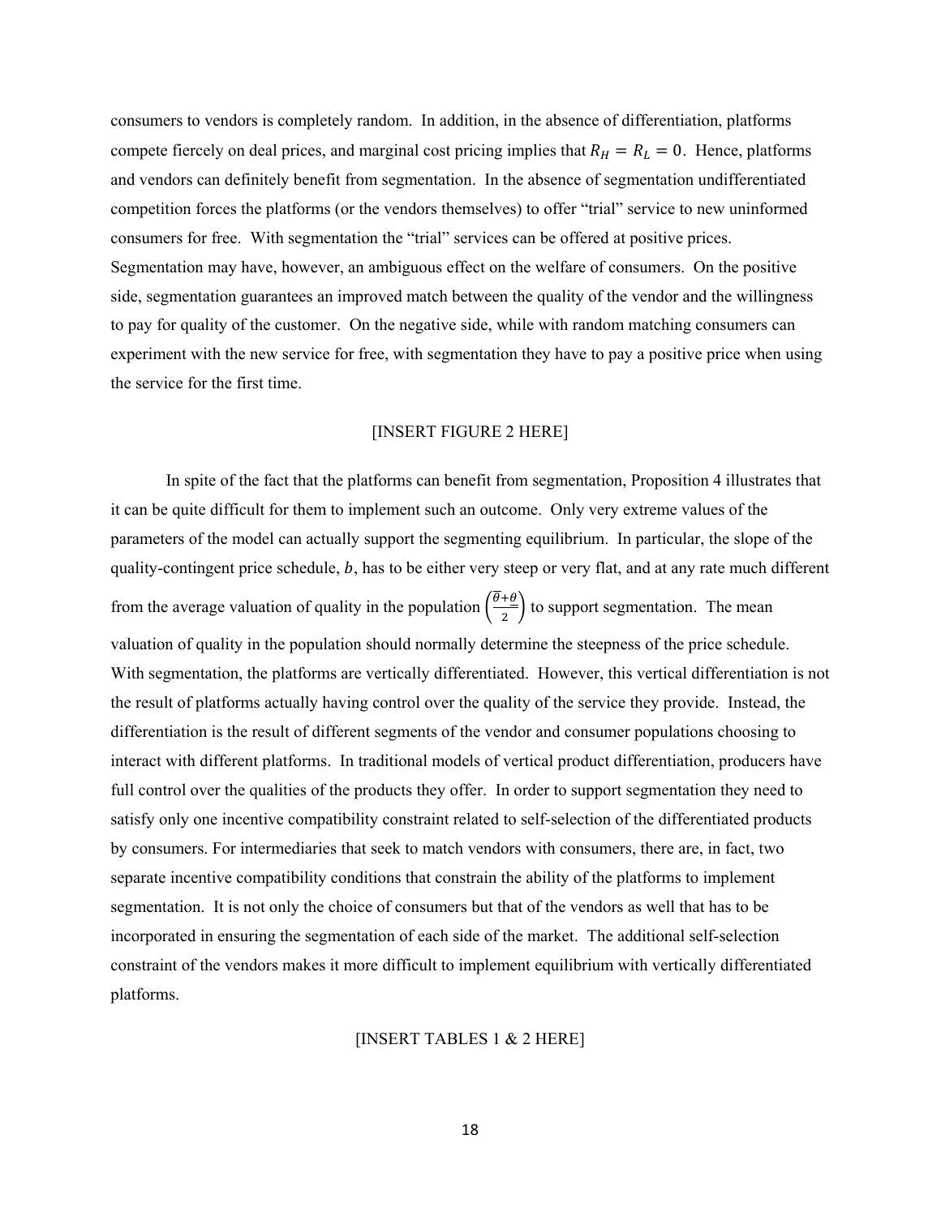consumers to vendors is completely random. In addition, in the absence of differentiation, platforms compete fiercely on deal prices, and marginal cost pricing implies that $R_H = R_L = 0$. Hence, platforms and vendors can definitely benefit from segmentation. In the absence of segmentation undifferentiated competition forces the platforms (or the vendors themselves) to offer "trial" service to new uninformed consumers for free. With segmentation the "trial" services can be offered at positive prices. Segmentation may have, however, an ambiguous effect on the welfare of consumers. On the positive side, segmentation guarantees an improved match between the quality of the vendor and the willingness to pay for quality of the customer. On the negative side, while with random matching consumers can experiment with the new service for free, with segmentation they have to pay a positive price when using the service for the first time.

[INSERT FIGURE 2 HERE]

In spite of the fact that the platforms can benefit from segmentation, Proposition 4 illustrates that it can be quite difficult for them to implement such an outcome. Only very extreme values of the parameters of the model can actually support the segmenting equilibrium. In particular, the slope of the quality-contingent price schedule, $b$, has to be either very steep or very flat, and at any rate much different from the average valuation of quality in the population $\left(\frac{\overline{\theta}+\theta}{2}\right)$ to support segmentation. The mean valuation of quality in the population should normally determine the steepness of the price schedule. With segmentation, the platforms are vertically differentiated. However, this vertical differentiation is not the result of platforms actually having control over the quality of the service they provide. Instead, the differentiation is the result of different segments of the vendor and consumer populations choosing to interact with different platforms. In traditional models of vertical product differentiation, producers have full control over the qualities of the products they offer. In order to support segmentation they need to satisfy only one incentive compatibility constraint related to self-selection of the differentiated products by consumers. For intermediaries that seek to match vendors with consumers, there are, in fact, two separate incentive compatibility conditions that constrain the ability of the platforms to implement segmentation. It is not only the choice of consumers but that of the vendors as well that has to be incorporated in ensuring the segmentation of each side of the market. The additional self-selection constraint of the vendors makes it more difficult to implement equilibrium with vertically differentiated platforms.

[INSERT TABLES 1 & 2 HERE]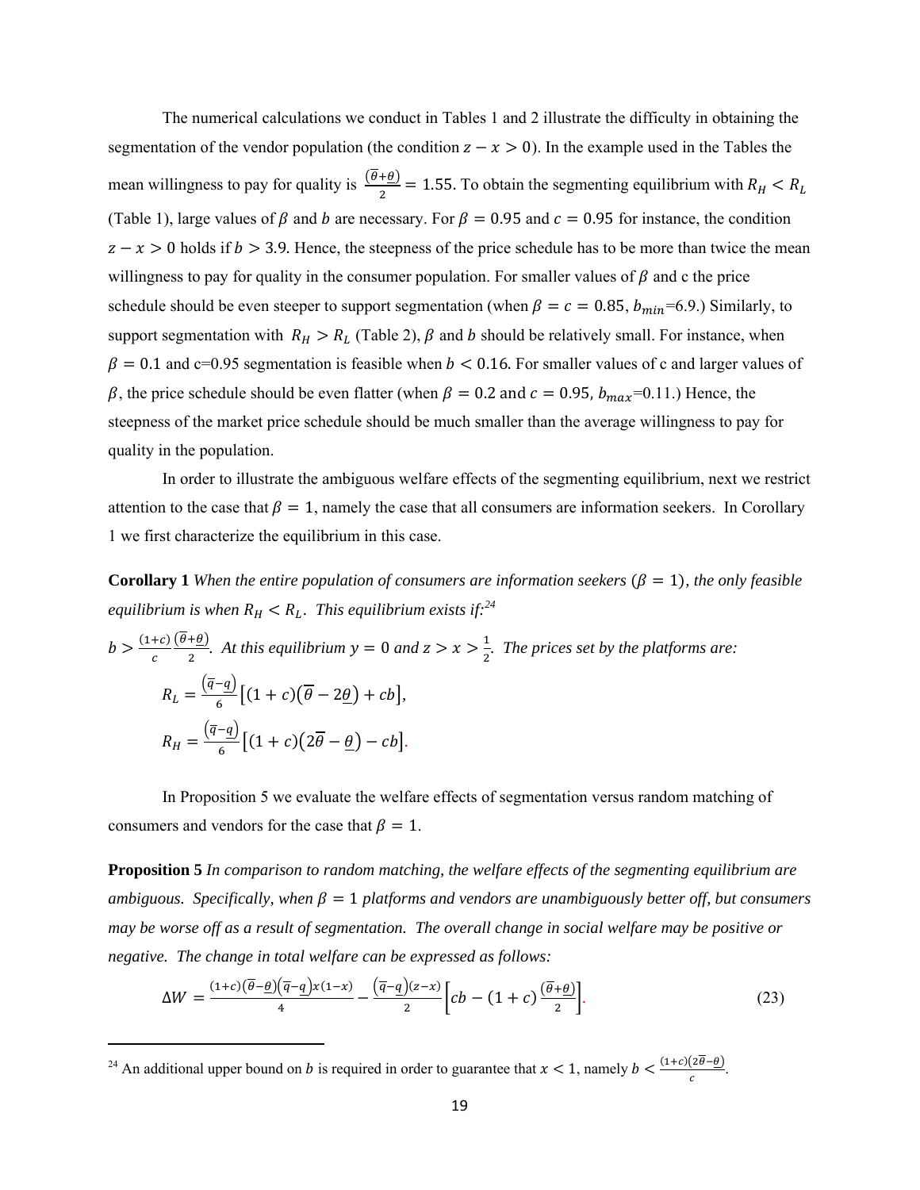The numerical calculations we conduct in Tables 1 and 2 illustrate the difficulty in obtaining the segmentation of the vendor population (the condition $z - x > 0$). In the example used in the Tables the mean willingness to pay for quality is $\frac{(\overline{\theta}+\underline{\theta})}{2} = 1.55$. To obtain the segmenting equilibrium with $R_H < R_L$ (Table 1), large values of $\beta$ and $b$ are necessary. For $\beta = 0.95$ and $c = 0.95$ for instance, the condition $z - x > 0$ holds if $b > 3.9$. Hence, the steepness of the price schedule has to be more than twice the mean willingness to pay for quality in the consumer population. For smaller values of $\beta$ and c the price schedule should be even steeper to support segmentation (when $\beta = c = 0.85$, $b_{min}$=6.9.) Similarly, to support segmentation with $R_H > R_L$ (Table 2), $\beta$ and $b$ should be relatively small. For instance, when $\beta = 0.1$ and c=0.95 segmentation is feasible when $b < 0.16$. For smaller values of c and larger values of $\beta$, the price schedule should be even flatter (when $\beta = 0.2$ and $c = 0.95$, $b_{max}$=0.11.) Hence, the steepness of the market price schedule should be much smaller than the average willingness to pay for quality in the population.

In order to illustrate the ambiguous welfare effects of the segmenting equilibrium, next we restrict attention to the case that $\beta = 1$, namely the case that all consumers are information seekers. In Corollary 1 we first characterize the equilibrium in this case.

**Corollary 1** *When the entire population of consumers are information seekers ($\beta = 1$), the only feasible equilibrium is when $R_H < R_L$. This equilibrium exists if:*[24]

$b > \frac{(1+c)}{c}\frac{(\overline{\theta}+\underline{\theta})}{2}$. *At this equilibrium $y = 0$ and $z > x > \frac{1}{2}$. The prices set by the platforms are:*

$$R_L = \frac{(\overline{q}-\underline{q})}{6}\left[(1+c)(\overline{\theta}-2\underline{\theta}) + cb\right],$$

$$R_H = \frac{(\overline{q}-\underline{q})}{6}\left[(1+c)(2\overline{\theta}-\underline{\theta}) - cb\right].$$

In Proposition 5 we evaluate the welfare effects of segmentation versus random matching of consumers and vendors for the case that $\beta = 1$.

**Proposition 5** *In comparison to random matching, the welfare effects of the segmenting equilibrium are ambiguous. Specifically, when $\beta = 1$ platforms and vendors are unambiguously better off, but consumers may be worse off as a result of segmentation. The overall change in social welfare may be positive or negative. The change in total welfare can be expressed as follows:*

$$\Delta W = \frac{(1+c)(\overline{\theta}-\underline{\theta})(\overline{q}-\underline{q})x(1-x)}{4} - \frac{(\overline{q}-\underline{q})(z-x)}{2}\left[cb - (1+c)\frac{(\overline{\theta}+\underline{\theta})}{2}\right]. \tag{23}$$

---

[24] An additional upper bound on $b$ is required in order to guarantee that $x < 1$, namely $b < \frac{(1+c)(2\overline{\theta}-\underline{\theta})}{c}$.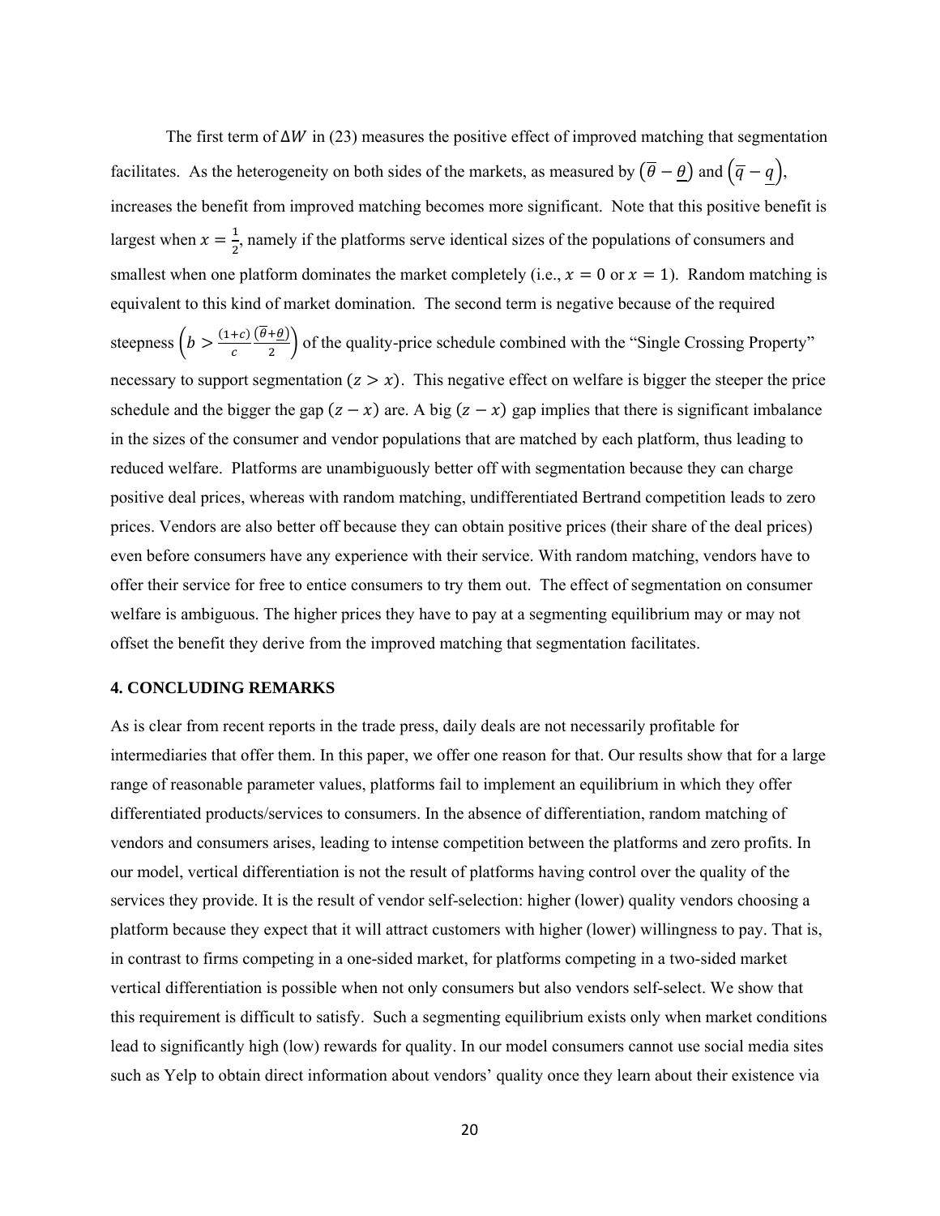The first term of $\Delta W$ in (23) measures the positive effect of improved matching that segmentation facilitates. As the heterogeneity on both sides of the markets, as measured by $(\overline{\theta} - \underline{\theta})$ and $(\overline{q} - \underline{q})$, increases the benefit from improved matching becomes more significant. Note that this positive benefit is largest when $x = \frac{1}{2}$, namely if the platforms serve identical sizes of the populations of consumers and smallest when one platform dominates the market completely (i.e., $x = 0$ or $x = 1$). Random matching is equivalent to this kind of market domination. The second term is negative because of the required steepness $\left(b > \frac{(1+c)}{c} \frac{(\overline{\theta}+\underline{\theta})}{2}\right)$ of the quality-price schedule combined with the "Single Crossing Property" necessary to support segmentation $(z > x)$. This negative effect on welfare is bigger the steeper the price schedule and the bigger the gap $(z - x)$ are. A big $(z - x)$ gap implies that there is significant imbalance in the sizes of the consumer and vendor populations that are matched by each platform, thus leading to reduced welfare. Platforms are unambiguously better off with segmentation because they can charge positive deal prices, whereas with random matching, undifferentiated Bertrand competition leads to zero prices. Vendors are also better off because they can obtain positive prices (their share of the deal prices) even before consumers have any experience with their service. With random matching, vendors have to offer their service for free to entice consumers to try them out. The effect of segmentation on consumer welfare is ambiguous. The higher prices they have to pay at a segmenting equilibrium may or may not offset the benefit they derive from the improved matching that segmentation facilitates.

## 4. CONCLUDING REMARKS

As is clear from recent reports in the trade press, daily deals are not necessarily profitable for intermediaries that offer them. In this paper, we offer one reason for that. Our results show that for a large range of reasonable parameter values, platforms fail to implement an equilibrium in which they offer differentiated products/services to consumers. In the absence of differentiation, random matching of vendors and consumers arises, leading to intense competition between the platforms and zero profits. In our model, vertical differentiation is not the result of platforms having control over the quality of the services they provide. It is the result of vendor self-selection: higher (lower) quality vendors choosing a platform because they expect that it will attract customers with higher (lower) willingness to pay. That is, in contrast to firms competing in a one-sided market, for platforms competing in a two-sided market vertical differentiation is possible when not only consumers but also vendors self-select. We show that this requirement is difficult to satisfy. Such a segmenting equilibrium exists only when market conditions lead to significantly high (low) rewards for quality. In our model consumers cannot use social media sites such as Yelp to obtain direct information about vendors' quality once they learn about their existence via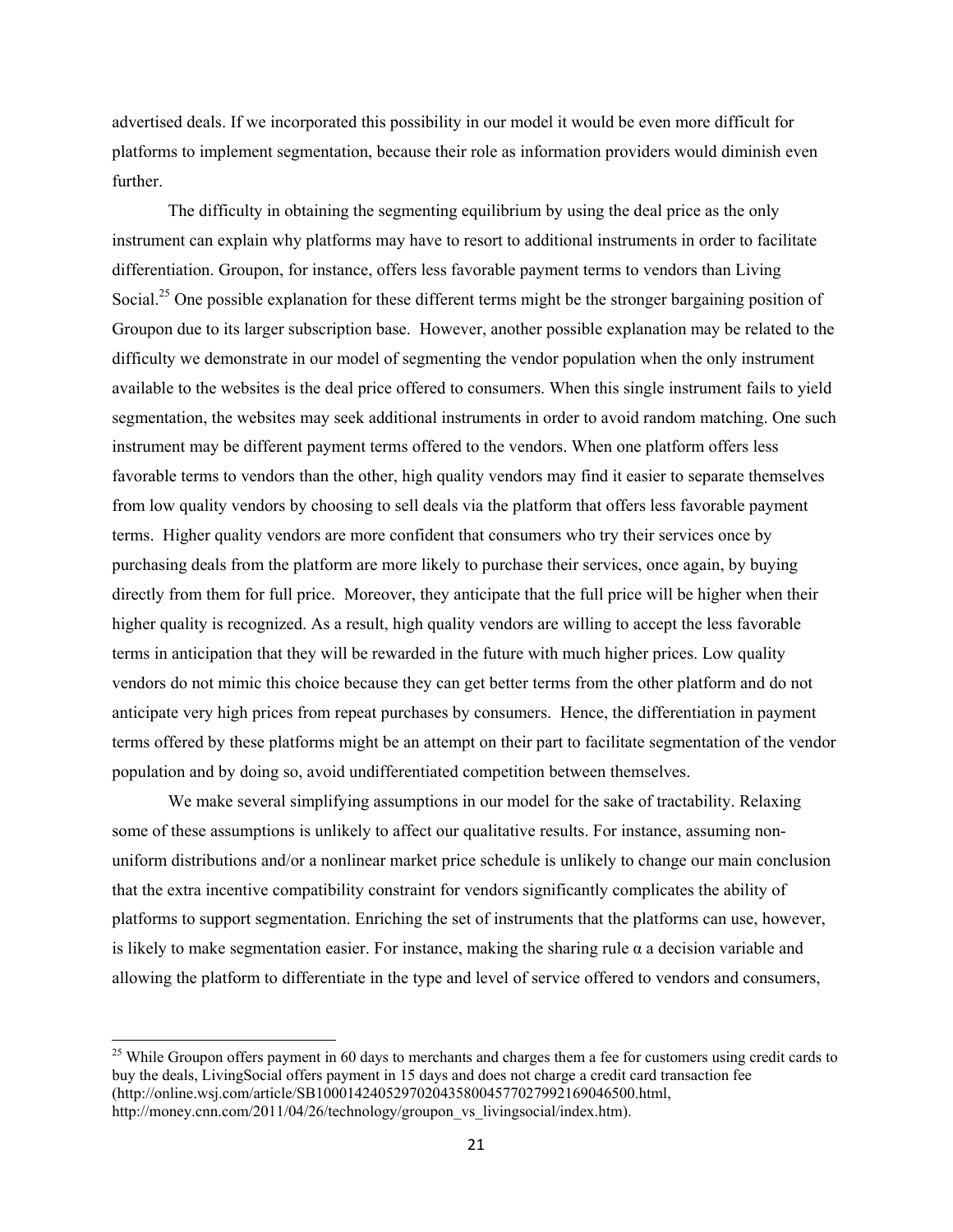advertised deals. If we incorporated this possibility in our model it would be even more difficult for platforms to implement segmentation, because their role as information providers would diminish even further.

The difficulty in obtaining the segmenting equilibrium by using the deal price as the only instrument can explain why platforms may have to resort to additional instruments in order to facilitate differentiation. Groupon, for instance, offers less favorable payment terms to vendors than Living Social.[25] One possible explanation for these different terms might be the stronger bargaining position of Groupon due to its larger subscription base. However, another possible explanation may be related to the difficulty we demonstrate in our model of segmenting the vendor population when the only instrument available to the websites is the deal price offered to consumers. When this single instrument fails to yield segmentation, the websites may seek additional instruments in order to avoid random matching. One such instrument may be different payment terms offered to the vendors. When one platform offers less favorable terms to vendors than the other, high quality vendors may find it easier to separate themselves from low quality vendors by choosing to sell deals via the platform that offers less favorable payment terms. Higher quality vendors are more confident that consumers who try their services once by purchasing deals from the platform are more likely to purchase their services, once again, by buying directly from them for full price. Moreover, they anticipate that the full price will be higher when their higher quality is recognized. As a result, high quality vendors are willing to accept the less favorable terms in anticipation that they will be rewarded in the future with much higher prices. Low quality vendors do not mimic this choice because they can get better terms from the other platform and do not anticipate very high prices from repeat purchases by consumers. Hence, the differentiation in payment terms offered by these platforms might be an attempt on their part to facilitate segmentation of the vendor population and by doing so, avoid undifferentiated competition between themselves.

We make several simplifying assumptions in our model for the sake of tractability. Relaxing some of these assumptions is unlikely to affect our qualitative results. For instance, assuming non-uniform distributions and/or a nonlinear market price schedule is unlikely to change our main conclusion that the extra incentive compatibility constraint for vendors significantly complicates the ability of platforms to support segmentation. Enriching the set of instruments that the platforms can use, however, is likely to make segmentation easier. For instance, making the sharing rule $\alpha$ a decision variable and allowing the platform to differentiate in the type and level of service offered to vendors and consumers,

[25] While Groupon offers payment in 60 days to merchants and charges them a fee for customers using credit cards to buy the deals, LivingSocial offers payment in 15 days and does not charge a credit card transaction fee (http://online.wsj.com/article/SB10001424052970204358004577027992169046500.html, http://money.cnn.com/2011/04/26/technology/groupon_vs_livingsocial/index.htm).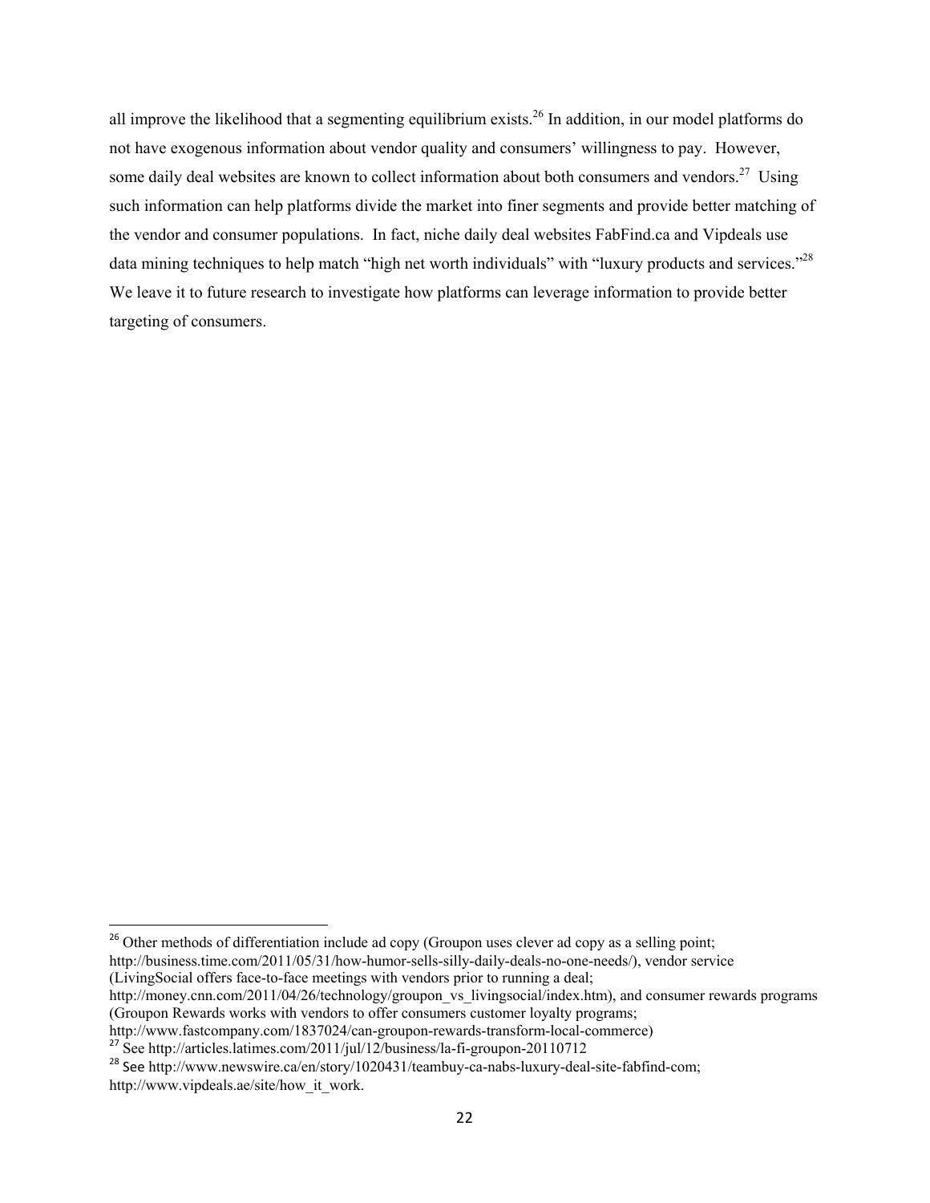all improve the likelihood that a segmenting equilibrium exists.[26] In addition, in our model platforms do not have exogenous information about vendor quality and consumers' willingness to pay. However, some daily deal websites are known to collect information about both consumers and vendors.[27] Using such information can help platforms divide the market into finer segments and provide better matching of the vendor and consumer populations. In fact, niche daily deal websites FabFind.ca and Vipdeals use data mining techniques to help match "high net worth individuals" with "luxury products and services."[28] We leave it to future research to investigate how platforms can leverage information to provide better targeting of consumers.

---

[26] Other methods of differentiation include ad copy (Groupon uses clever ad copy as a selling point; http://business.time.com/2011/05/31/how-humor-sells-silly-daily-deals-no-one-needs/), vendor service (LivingSocial offers face-to-face meetings with vendors prior to running a deal; http://money.cnn.com/2011/04/26/technology/groupon_vs_livingsocial/index.htm), and consumer rewards programs (Groupon Rewards works with vendors to offer consumers customer loyalty programs; http://www.fastcompany.com/1837024/can-groupon-rewards-transform-local-commerce)

[27] See http://articles.latimes.com/2011/jul/12/business/la-fi-groupon-20110712

[28] See http://www.newswire.ca/en/story/1020431/teambuy-ca-nabs-luxury-deal-site-fabfind-com; http://www.vipdeals.ae/site/how_it_work.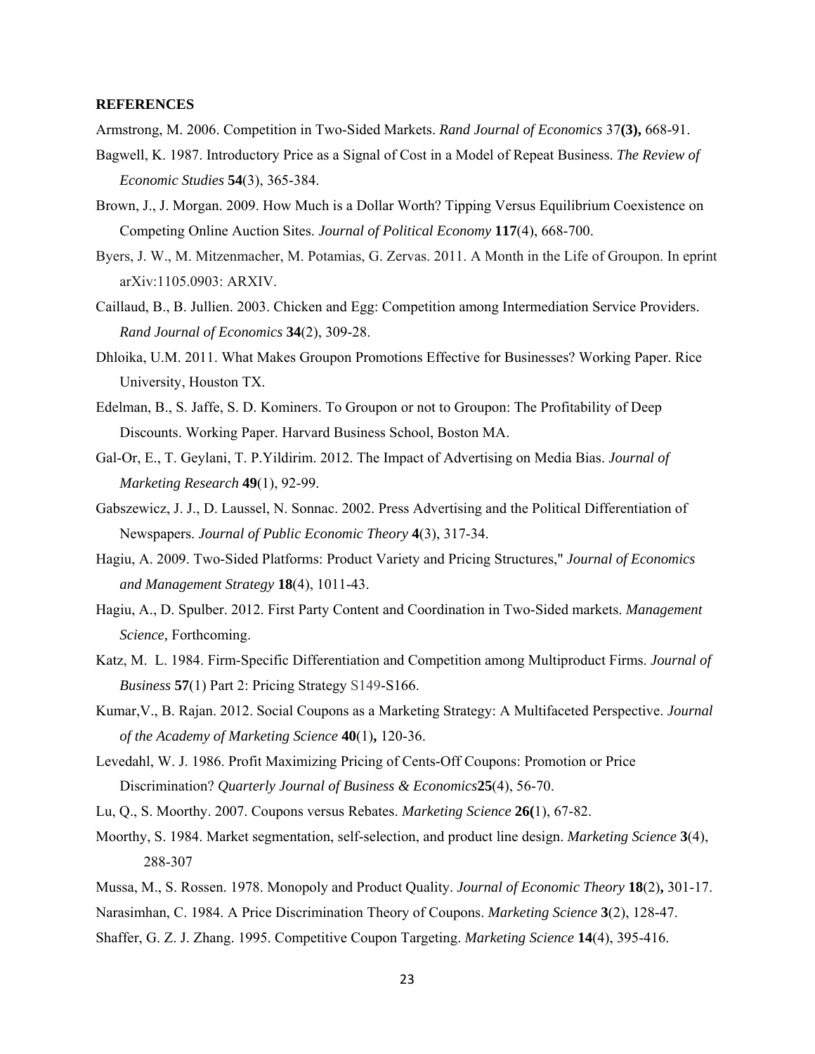**REFERENCES**

Armstrong, M. 2006. Competition in Two-Sided Markets. *Rand Journal of Economics* 37**(3),** 668-91.

Bagwell, K. 1987. Introductory Price as a Signal of Cost in a Model of Repeat Business. *The Review of Economic Studies* **54**(3), 365-384.

Brown, J., J. Morgan. 2009. How Much is a Dollar Worth? Tipping Versus Equilibrium Coexistence on Competing Online Auction Sites. *Journal of Political Economy* **117**(4), 668-700.

Byers, J. W., M. Mitzenmacher, M. Potamias, G. Zervas. 2011. A Month in the Life of Groupon. In eprint arXiv:1105.0903: ARXIV.

Caillaud, B., B. Jullien. 2003. Chicken and Egg: Competition among Intermediation Service Providers. *Rand Journal of Economics* **34**(2), 309-28.

Dhloika, U.M. 2011. What Makes Groupon Promotions Effective for Businesses? Working Paper. Rice University, Houston TX.

Edelman, B., S. Jaffe, S. D. Kominers. To Groupon or not to Groupon: The Profitability of Deep Discounts. Working Paper. Harvard Business School, Boston MA.

Gal-Or, E., T. Geylani, T. P.Yildirim. 2012. The Impact of Advertising on Media Bias. *Journal of Marketing Research* **49**(1), 92-99.

Gabszewicz, J. J., D. Laussel, N. Sonnac. 2002. Press Advertising and the Political Differentiation of Newspapers. *Journal of Public Economic Theory* **4**(3), 317-34.

Hagiu, A. 2009. Two-Sided Platforms: Product Variety and Pricing Structures," *Journal of Economics and Management Strategy* **18**(4), 1011-43.

Hagiu, A., D. Spulber. 2012. First Party Content and Coordination in Two-Sided markets. *Management Science,* Forthcoming.

Katz, M. L. 1984. Firm-Specific Differentiation and Competition among Multiproduct Firms. *Journal of Business* **57**(1) Part 2: Pricing Strategy S149-S166.

Kumar,V., B. Rajan. 2012. Social Coupons as a Marketing Strategy: A Multifaceted Perspective. *Journal of the Academy of Marketing Science* **40**(1)**,** 120-36.

Levedahl, W. J. 1986. Profit Maximizing Pricing of Cents-Off Coupons: Promotion or Price Discrimination? *Quarterly Journal of Business & Economics***25**(4), 56-70.

Lu, Q., S. Moorthy. 2007. Coupons versus Rebates. *Marketing Science* **26(**1), 67-82.

Moorthy, S. 1984. Market segmentation, self-selection, and product line design. *Marketing Science* **3**(4), 288-307

Mussa, M., S. Rossen. 1978. Monopoly and Product Quality. *Journal of Economic Theory* **18**(2)**,** 301-17.

Narasimhan, C. 1984. A Price Discrimination Theory of Coupons. *Marketing Science* **3**(2), 128-47.

Shaffer, G. Z. J. Zhang. 1995. Competitive Coupon Targeting. *Marketing Science* **14**(4), 395-416.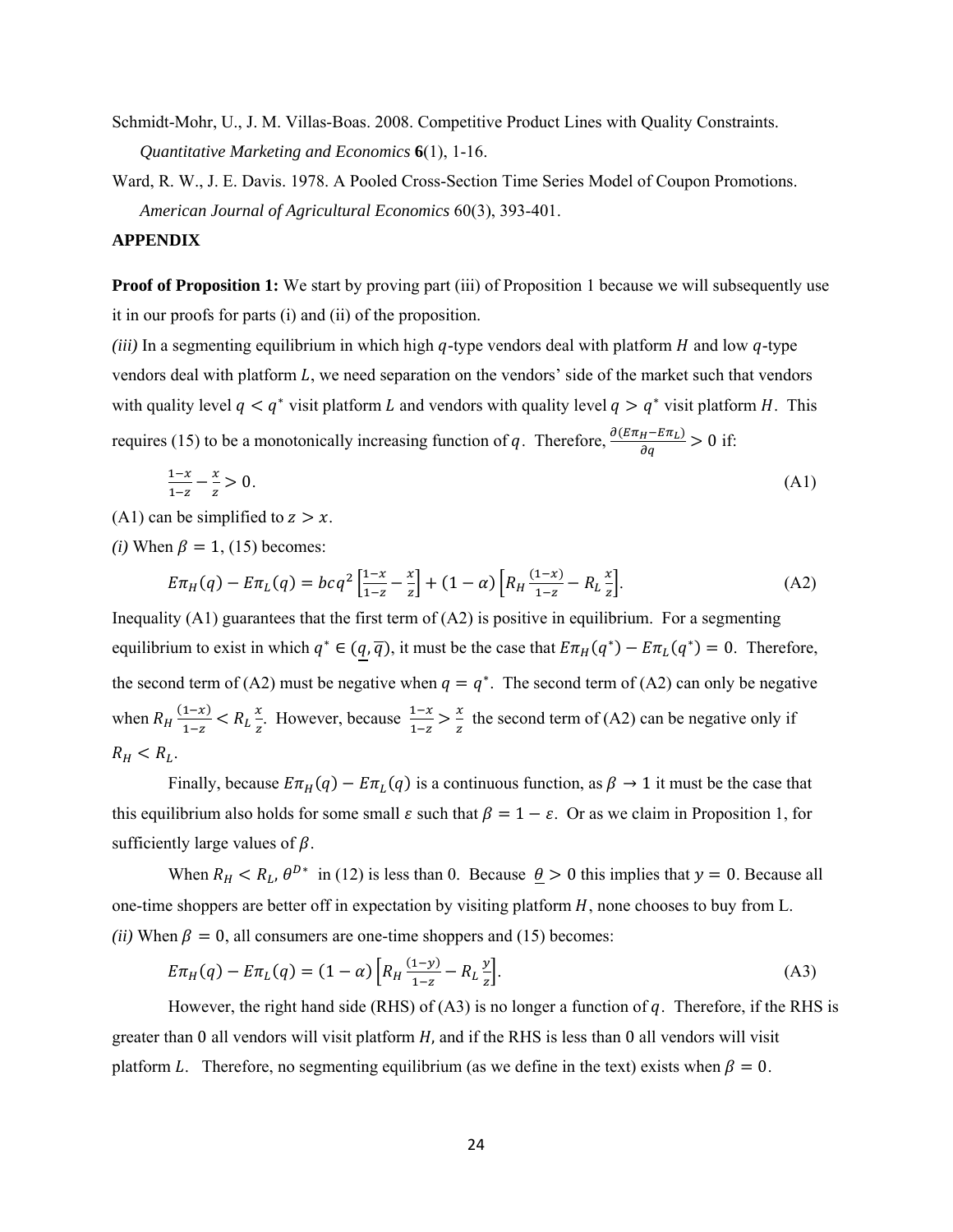Schmidt-Mohr, U., J. M. Villas-Boas. 2008. Competitive Product Lines with Quality Constraints. *Quantitative Marketing and Economics* **6**(1), 1-16.

Ward, R. W., J. E. Davis. 1978. A Pooled Cross-Section Time Series Model of Coupon Promotions. *American Journal of Agricultural Economics* 60(3), 393-401.

**APPENDIX**

**Proof of Proposition 1:** We start by proving part (iii) of Proposition 1 because we will subsequently use it in our proofs for parts (i) and (ii) of the proposition.

*(iii)* In a segmenting equilibrium in which high $q$-type vendors deal with platform $H$ and low $q$-type vendors deal with platform $L$, we need separation on the vendors' side of the market such that vendors with quality level $q < q^*$ visit platform $L$ and vendors with quality level $q > q^*$ visit platform $H$. This requires (15) to be a monotonically increasing function of $q$. Therefore, $\frac{\partial(E\pi_H - E\pi_L)}{\partial q} > 0$ if:

$$\frac{1-x}{1-z} - \frac{x}{z} > 0. \tag{A1}$$

(A1) can be simplified to $z > x$.

*(i)* When $\beta = 1$, (15) becomes:

$$E\pi_H(q) - E\pi_L(q) = bcq^2\left[\frac{1-x}{1-z} - \frac{x}{z}\right] + (1-\alpha)\left[R_H\frac{(1-x)}{1-z} - R_L\frac{x}{z}\right]. \tag{A2}$$

Inequality (A1) guarantees that the first term of (A2) is positive in equilibrium. For a segmenting equilibrium to exist in which $q^* \in (\underline{q}, \overline{q})$, it must be the case that $E\pi_H(q^*) - E\pi_L(q^*) = 0$. Therefore, the second term of (A2) must be negative when $q = q^*$. The second term of (A2) can only be negative when $R_H\frac{(1-x)}{1-z} < R_L\frac{x}{z}$. However, because $\frac{1-x}{1-z} > \frac{x}{z}$ the second term of (A2) can be negative only if $R_H < R_L$.

Finally, because $E\pi_H(q) - E\pi_L(q)$ is a continuous function, as $\beta \to 1$ it must be the case that this equilibrium also holds for some small $\varepsilon$ such that $\beta = 1 - \varepsilon$. Or as we claim in Proposition 1, for sufficiently large values of $\beta$.

When $R_H < R_L$, $\theta^{D*}$ in (12) is less than 0. Because $\underline{\theta} > 0$ this implies that $y = 0$. Because all one-time shoppers are better off in expectation by visiting platform $H$, none chooses to buy from L.

*(ii)* When $\beta = 0$, all consumers are one-time shoppers and (15) becomes:

$$E\pi_H(q) - E\pi_L(q) = (1-\alpha)\left[R_H\frac{(1-y)}{1-z} - R_L\frac{y}{z}\right]. \tag{A3}$$

However, the right hand side (RHS) of (A3) is no longer a function of $q$. Therefore, if the RHS is greater than 0 all vendors will visit platform $H$, and if the RHS is less than 0 all vendors will visit platform $L$. Therefore, no segmenting equilibrium (as we define in the text) exists when $\beta = 0$.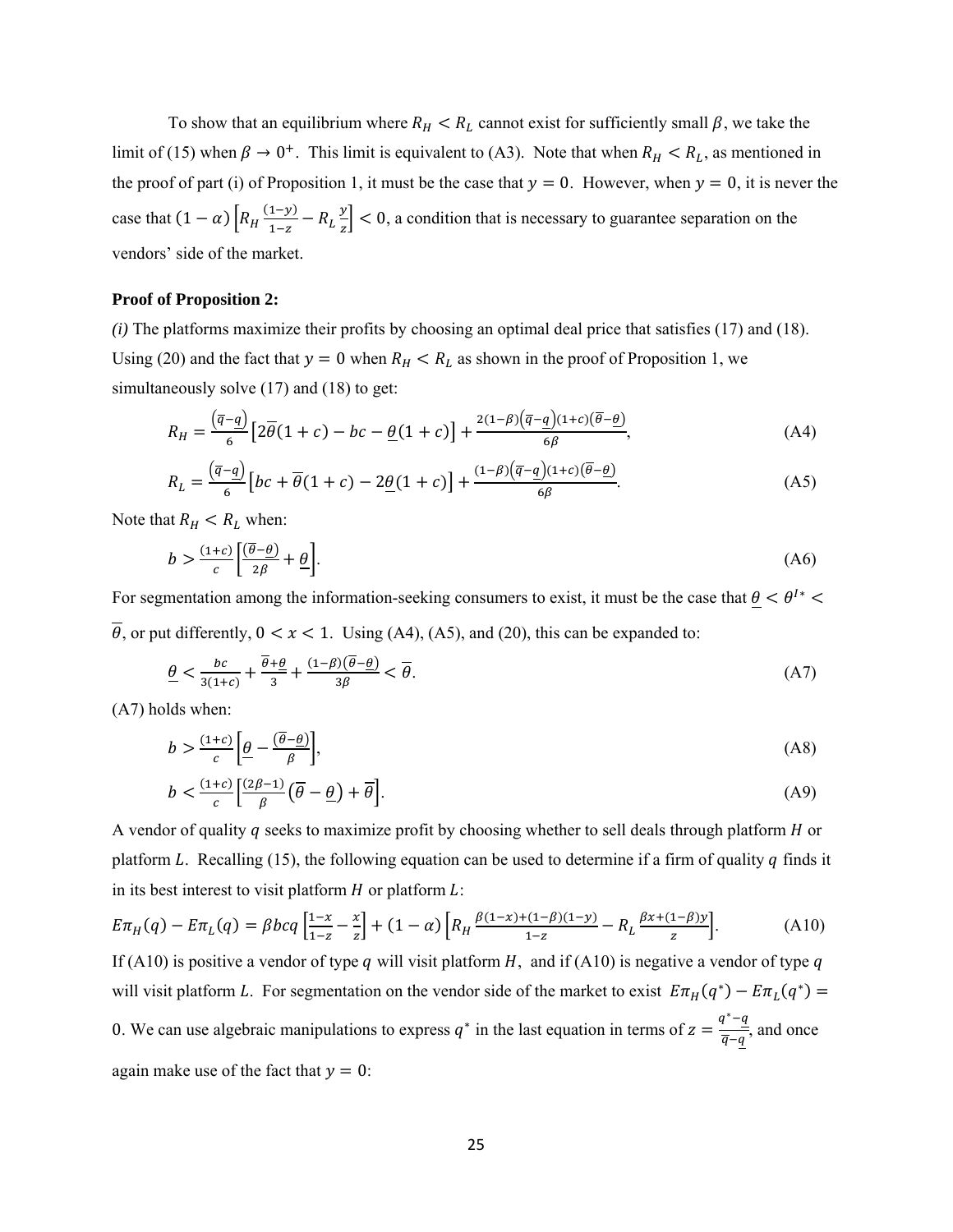To show that an equilibrium where $R_H < R_L$ cannot exist for sufficiently small $\beta$, we take the limit of (15) when $\beta \to 0^+$. This limit is equivalent to (A3). Note that when $R_H < R_L$, as mentioned in the proof of part (i) of Proposition 1, it must be the case that $y = 0$. However, when $y = 0$, it is never the case that $(1-\alpha)\left[R_H \frac{(1-y)}{1-z} - R_L \frac{y}{z}\right] < 0$, a condition that is necessary to guarantee separation on the vendors' side of the market.

**Proof of Proposition 2:**

*(i)* The platforms maximize their profits by choosing an optimal deal price that satisfies (17) and (18). Using (20) and the fact that $y = 0$ when $R_H < R_L$ as shown in the proof of Proposition 1, we simultaneously solve (17) and (18) to get:

$$R_H = \frac{(\overline{q}-\underline{q})}{6}\left[2\overline{\theta}(1+c) - bc - \underline{\theta}(1+c)\right] + \frac{2(1-\beta)(\overline{q}-\underline{q})(1+c)(\overline{\theta}-\underline{\theta})}{6\beta}, \tag{A4}$$

$$R_L = \frac{(\overline{q}-\underline{q})}{6}\left[bc + \overline{\theta}(1+c) - 2\underline{\theta}(1+c)\right] + \frac{(1-\beta)(\overline{q}-\underline{q})(1+c)(\overline{\theta}-\underline{\theta})}{6\beta}. \tag{A5}$$

Note that $R_H < R_L$ when:

$$b > \frac{(1+c)}{c}\left[\frac{(\overline{\theta}-\underline{\theta})}{2\beta} + \underline{\theta}\right]. \tag{A6}$$

For segmentation among the information-seeking consumers to exist, it must be the case that $\underline{\theta} < \theta^{I*} < \overline{\theta}$, or put differently, $0 < x < 1$. Using (A4), (A5), and (20), this can be expanded to:

$$\underline{\theta} < \frac{bc}{3(1+c)} + \frac{\overline{\theta}+\underline{\theta}}{3} + \frac{(1-\beta)(\overline{\theta}-\underline{\theta})}{3\beta} < \overline{\theta}. \tag{A7}$$

(A7) holds when:

$$b > \frac{(1+c)}{c}\left[\underline{\theta} - \frac{(\overline{\theta}-\underline{\theta})}{\beta}\right], \tag{A8}$$

$$b < \frac{(1+c)}{c}\left[\frac{(2\beta-1)}{\beta}(\overline{\theta}-\underline{\theta}) + \overline{\theta}\right]. \tag{A9}$$

A vendor of quality $q$ seeks to maximize profit by choosing whether to sell deals through platform $H$ or platform $L$. Recalling (15), the following equation can be used to determine if a firm of quality $q$ finds it in its best interest to visit platform $H$ or platform $L$:

$$E\pi_H(q) - E\pi_L(q) = \beta bcq\left[\frac{1-x}{1-z} - \frac{x}{z}\right] + (1-\alpha)\left[R_H \frac{\beta(1-x)+(1-\beta)(1-y)}{1-z} - R_L \frac{\beta x + (1-\beta)y}{z}\right]. \tag{A10}$$

If (A10) is positive a vendor of type $q$ will visit platform $H$, and if (A10) is negative a vendor of type $q$ will visit platform $L$. For segmentation on the vendor side of the market to exist $E\pi_H(q^*) - E\pi_L(q^*) = 0$. We can use algebraic manipulations to express $q^*$ in the last equation in terms of $z = \frac{q^*-\underline{q}}{\overline{q}-\underline{q}}$, and once again make use of the fact that $y = 0$: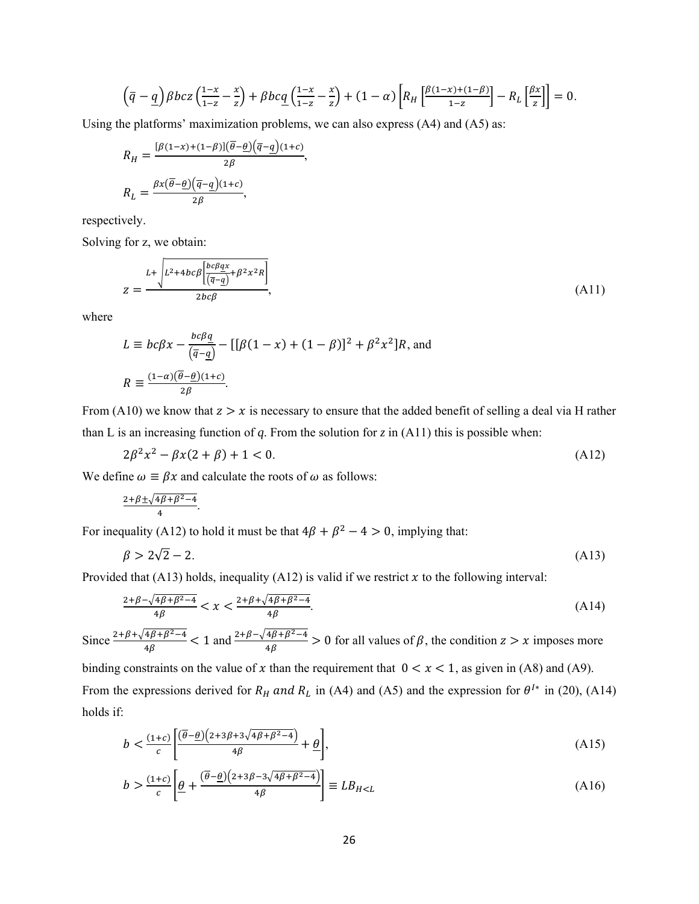$$\left(\overline{q}-\underline{q}\right)\beta bcz\left(\frac{1-x}{1-z}-\frac{x}{z}\right)+\beta bc\underline{q}\left(\frac{1-x}{1-z}-\frac{x}{z}\right)+(1-\alpha)\left[R_H\left[\frac{\beta(1-x)+(1-\beta)}{1-z}\right]-R_L\left[\frac{\beta x}{z}\right]\right]=0.$$

Using the platforms' maximization problems, we can also express (A4) and (A5) as:

$$R_H=\frac{[\beta(1-x)+(1-\beta)]\left(\overline{\theta}-\underline{\theta}\right)\left(\overline{q}-\underline{q}\right)(1+c)}{2\beta},$$

$$R_L=\frac{\beta x\left(\overline{\theta}-\underline{\theta}\right)\left(\overline{q}-\underline{q}\right)(1+c)}{2\beta},$$

respectively.

Solving for z, we obtain:

$$z=\frac{L+\sqrt{L^2+4bc\beta\left[\frac{bc\beta\underline{q}x}{\left(\overline{q}-\underline{q}\right)}+\beta^2x^2R\right]}}{2bc\beta},\tag{A11}$$

where

$$L\equiv bc\beta x-\frac{bc\beta\underline{q}}{\left(\overline{q}-\underline{q}\right)}-[[\beta(1-x)+(1-\beta)]^2+\beta^2x^2]R,\text{ and}$$

$$R\equiv\frac{(1-\alpha)\left(\overline{\theta}-\underline{\theta}\right)(1+c)}{2\beta}.$$

From (A10) we know that $z>x$ is necessary to ensure that the added benefit of selling a deal via H rather than L is an increasing function of *q*. From the solution for *z* in (A11) this is possible when:

$$2\beta^2x^2-\beta x(2+\beta)+1<0.\tag{A12}$$

We define $\omega\equiv\beta x$ and calculate the roots of $\omega$ as follows:

$$\frac{2+\beta\pm\sqrt{4\beta+\beta^2-4}}{4}.$$

For inequality (A12) to hold it must be that $4\beta+\beta^2-4>0$, implying that:

$$\beta>2\sqrt{2}-2.\tag{A13}$$

Provided that (A13) holds, inequality (A12) is valid if we restrict $x$ to the following interval:

$$\frac{2+\beta-\sqrt{4\beta+\beta^2-4}}{4\beta}<x<\frac{2+\beta+\sqrt{4\beta+\beta^2-4}}{4\beta}.\tag{A14}$$

Since $\frac{2+\beta+\sqrt{4\beta+\beta^2-4}}{4\beta}<1$ and $\frac{2+\beta-\sqrt{4\beta+\beta^2-4}}{4\beta}>0$ for all values of $\beta$, the condition $z>x$ imposes more binding constraints on the value of $x$ than the requirement that $0<x<1$, as given in (A8) and (A9).

From the expressions derived for $R_H$ *and* $R_L$ in (A4) and (A5) and the expression for $\theta^{I*}$ in (20), (A14) holds if:

$$b<\frac{(1+c)}{c}\left[\frac{\left(\overline{\theta}-\underline{\theta}\right)\left(2+3\beta+3\sqrt{4\beta+\beta^2-4}\right)}{4\beta}+\underline{\theta}\right],\tag{A15}$$

$$b>\frac{(1+c)}{c}\left[\underline{\theta}+\frac{\left(\overline{\theta}-\underline{\theta}\right)\left(2+3\beta-3\sqrt{4\beta+\beta^2-4}\right)}{4\beta}\right]\equiv LB_{H<L}\tag{A16}$$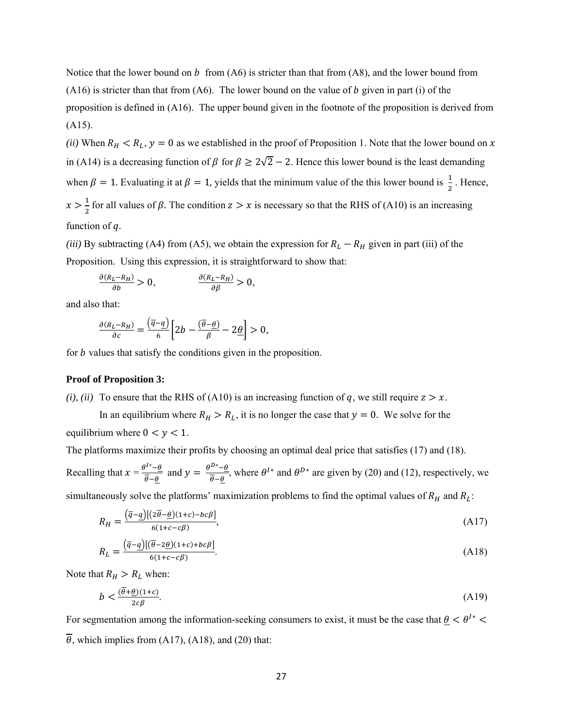Notice that the lower bound on $b$ from (A6) is stricter than that from (A8), and the lower bound from (A16) is stricter than that from (A6). The lower bound on the value of $b$ given in part (i) of the proposition is defined in (A16). The upper bound given in the footnote of the proposition is derived from (A15).

*(ii)* When $R_H < R_L$, $y = 0$ as we established in the proof of Proposition 1. Note that the lower bound on $x$ in (A14) is a decreasing function of $\beta$ for $\beta \geq 2\sqrt{2} - 2$. Hence this lower bound is the least demanding when $\beta = 1$. Evaluating it at $\beta = 1$, yields that the minimum value of the this lower bound is $\frac{1}{2}$. Hence, $x > \frac{1}{2}$ for all values of $\beta$. The condition $z > x$ is necessary so that the RHS of (A10) is an increasing function of $q$.

*(iii)* By subtracting (A4) from (A5), we obtain the expression for $R_L - R_H$ given in part (iii) of the Proposition. Using this expression, it is straightforward to show that:

$$\frac{\partial(R_L - R_H)}{\partial b} > 0, \qquad \frac{\partial(R_L - R_H)}{\partial \beta} > 0,$$

and also that:

$$\frac{\partial(R_L - R_H)}{\partial c} = \frac{(\overline{q} - \underline{q})}{6}\left[2b - \frac{(\overline{\theta} - \underline{\theta})}{\beta} - 2\underline{\theta}\right] > 0,$$

for $b$ values that satisfy the conditions given in the proposition.

**Proof of Proposition 3:**

*(i), (ii)* To ensure that the RHS of (A10) is an increasing function of $q$, we still require $z > x$.

In an equilibrium where $R_H > R_L$, it is no longer the case that $y = 0$. We solve for the equilibrium where $0 < y < 1$.

The platforms maximize their profits by choosing an optimal deal price that satisfies (17) and (18). Recalling that $x = \frac{\theta^{I*} - \underline{\theta}}{\overline{\theta} - \underline{\theta}}$ and $y = \frac{\theta^{D*} - \underline{\theta}}{\overline{\theta} - \underline{\theta}}$, where $\theta^{I*}$ and $\theta^{D*}$ are given by (20) and (12), respectively, we simultaneously solve the platforms' maximization problems to find the optimal values of $R_H$ and $R_L$:

$$R_H = \frac{(\overline{q} - \underline{q})[(2\overline{\theta} - \underline{\theta})(1 + c) - bc\beta]}{6(1 + c - c\beta)}, \tag{A17}$$

$$R_L = \frac{(\overline{q} - \underline{q})[(\overline{\theta} - 2\underline{\theta})(1 + c) + bc\beta]}{6(1 + c - c\beta)}. \tag{A18}$$

Note that $R_H > R_L$ when:

$$b < \frac{(\overline{\theta} + \underline{\theta})(1 + c)}{2c\beta}. \tag{A19}$$

For segmentation among the information-seeking consumers to exist, it must be the case that $\underline{\theta} < \theta^{I*} < \overline{\theta}$, which implies from (A17), (A18), and (20) that: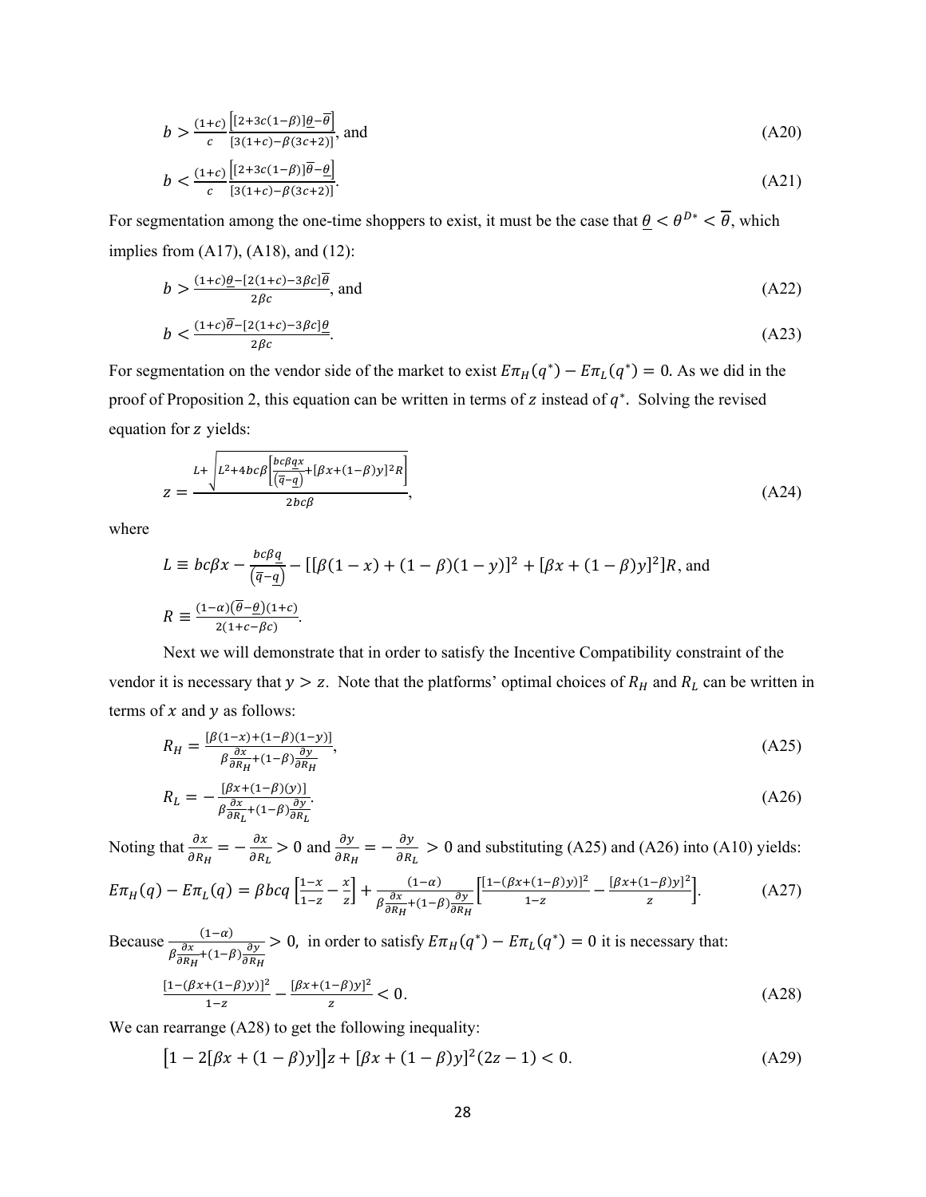$$b > \frac{(1+c)}{c}\frac{\left[[2+3c(1-\beta)]\underline{\theta}-\overline{\theta}\right]}{[3(1+c)-\beta(3c+2)]}, \text{ and} \tag{A20}$$

$$b < \frac{(1+c)}{c}\frac{\left[[2+3c(1-\beta)]\overline{\theta}-\underline{\theta}\right]}{[3(1+c)-\beta(3c+2)]}. \tag{A21}$$

For segmentation among the one-time shoppers to exist, it must be the case that $\underline{\theta} < \theta^{D*} < \overline{\theta}$, which implies from (A17), (A18), and (12):

$$b > \frac{(1+c)\underline{\theta}-[2(1+c)-3\beta c]\overline{\theta}}{2\beta c}, \text{ and} \tag{A22}$$

$$b < \frac{(1+c)\overline{\theta}-[2(1+c)-3\beta c]\underline{\theta}}{2\beta c}. \tag{A23}$$

For segmentation on the vendor side of the market to exist $E\pi_H(q^*) - E\pi_L(q^*) = 0$. As we did in the proof of Proposition 2, this equation can be written in terms of $z$ instead of $q^*$. Solving the revised equation for $z$ yields:

$$z = \frac{L + \sqrt{L^2 + 4bc\beta\left[\frac{bc\beta\underline{q}x}{\left(\overline{q}-\underline{q}\right)} + [\beta x + (1-\beta)y]^2 R\right]}}{2bc\beta}, \tag{A24}$$

where

$$L \equiv bc\beta x - \frac{bc\beta\underline{q}}{\left(\overline{q}-\underline{q}\right)} - [[\beta(1-x) + (1-\beta)(1-y)]^2 + [\beta x + (1-\beta)y]^2]R, \text{ and}$$

$$R \equiv \frac{(1-\alpha)\left(\overline{\theta}-\underline{\theta}\right)(1+c)}{2(1+c-\beta c)}.$$

Next we will demonstrate that in order to satisfy the Incentive Compatibility constraint of the vendor it is necessary that $y > z$. Note that the platforms' optimal choices of $R_H$ and $R_L$ can be written in terms of $x$ and $y$ as follows:

$$R_H = \frac{[\beta(1-x) + (1-\beta)(1-y)]}{\beta\frac{\partial x}{\partial R_H} + (1-\beta)\frac{\partial y}{\partial R_H}}, \tag{A25}$$

$$R_L = -\frac{[\beta x + (1-\beta)(y)]}{\beta\frac{\partial x}{\partial R_L} + (1-\beta)\frac{\partial y}{\partial R_L}}. \tag{A26}$$

Noting that $\frac{\partial x}{\partial R_H} = -\frac{\partial x}{\partial R_L} > 0$ and $\frac{\partial y}{\partial R_H} = -\frac{\partial y}{\partial R_L} > 0$ and substituting (A25) and (A26) into (A10) yields:

$$E\pi_H(q) - E\pi_L(q) = \beta bcq\left[\frac{1-x}{1-z} - \frac{x}{z}\right] + \frac{(1-\alpha)}{\beta\frac{\partial x}{\partial R_H} + (1-\beta)\frac{\partial y}{\partial R_H}}\left[\frac{[1-(\beta x + (1-\beta)y)]^2}{1-z} - \frac{[\beta x + (1-\beta)y]^2}{z}\right]. \tag{A27}$$

Because $\frac{(1-\alpha)}{\beta\frac{\partial x}{\partial R_H} + (1-\beta)\frac{\partial y}{\partial R_H}} > 0$, in order to satisfy $E\pi_H(q^*) - E\pi_L(q^*) = 0$ it is necessary that:

$$\frac{[1-(\beta x + (1-\beta)y)]^2}{1-z} - \frac{[\beta x + (1-\beta)y]^2}{z} < 0. \tag{A28}$$

We can rearrange (A28) to get the following inequality:

$$\left[1 - 2[\beta x + (1-\beta)y]\right]z + [\beta x + (1-\beta)y]^2(2z-1) < 0. \tag{A29}$$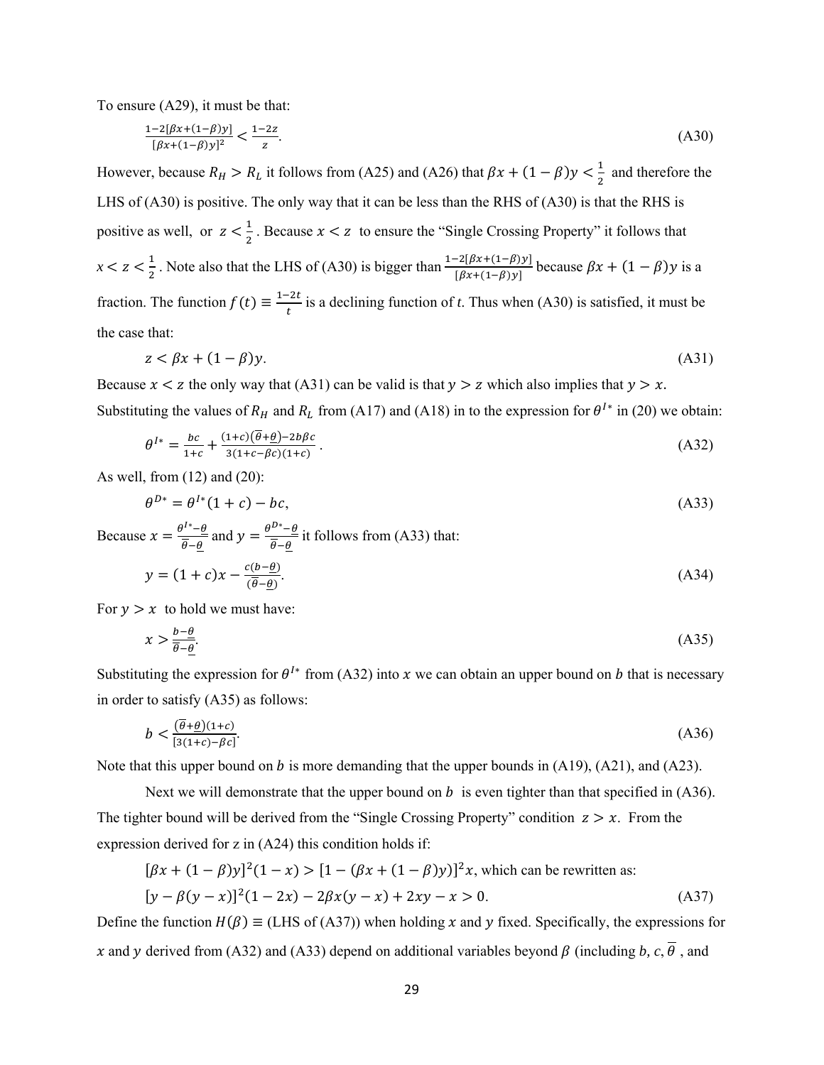To ensure (A29), it must be that:

$$\frac{1-2[\beta x+(1-\beta)y]}{[\beta x+(1-\beta)y]^2} < \frac{1-2z}{z}. \tag{A30}$$

However, because $R_H > R_L$ it follows from (A25) and (A26) that $\beta x + (1-\beta)y < \frac{1}{2}$ and therefore the LHS of (A30) is positive. The only way that it can be less than the RHS of (A30) is that the RHS is positive as well, or $z < \frac{1}{2}$. Because $x < z$ to ensure the "Single Crossing Property" it follows that $x < z < \frac{1}{2}$. Note also that the LHS of (A30) is bigger than $\frac{1-2[\beta x+(1-\beta)y]}{[\beta x+(1-\beta)y]}$ because $\beta x + (1-\beta)y$ is a fraction. The function $f(t) \equiv \frac{1-2t}{t}$ is a declining function of *t*. Thus when (A30) is satisfied, it must be the case that:

$$z < \beta x + (1-\beta)y. \tag{A31}$$

Because $x < z$ the only way that (A31) can be valid is that $y > z$ which also implies that $y > x$. Substituting the values of $R_H$ and $R_L$ from (A17) and (A18) in to the expression for $\theta^{I*}$ in (20) we obtain:

$$\theta^{I*} = \frac{bc}{1+c} + \frac{(1+c)(\overline{\theta}+\underline{\theta})-2b\beta c}{3(1+c-\beta c)(1+c)}. \tag{A32}$$

As well, from (12) and (20):

$$\theta^{D*} = \theta^{I*}(1+c) - bc, \tag{A33}$$

Because $x = \frac{\theta^{I*}-\underline{\theta}}{\overline{\theta}-\underline{\theta}}$ and $y = \frac{\theta^{D*}-\underline{\theta}}{\overline{\theta}-\underline{\theta}}$ it follows from (A33) that:

$$y = (1+c)x - \frac{c(b-\underline{\theta})}{(\overline{\theta}-\underline{\theta})}. \tag{A34}$$

For $y > x$ to hold we must have:

$$x > \frac{b-\underline{\theta}}{\overline{\theta}-\underline{\theta}}. \tag{A35}$$

Substituting the expression for $\theta^{I*}$ from (A32) into $x$ we can obtain an upper bound on $b$ that is necessary in order to satisfy (A35) as follows:

$$b < \frac{(\overline{\theta}+\underline{\theta})(1+c)}{[3(1+c)-\beta c]}. \tag{A36}$$

Note that this upper bound on $b$ is more demanding that the upper bounds in (A19), (A21), and (A23).

Next we will demonstrate that the upper bound on $b$ is even tighter than that specified in (A36). The tighter bound will be derived from the "Single Crossing Property" condition $z > x$. From the expression derived for z in (A24) this condition holds if:

$[\beta x + (1-\beta)y]^2(1-x) > [1-(\beta x + (1-\beta)y)]^2 x$, which can be rewritten as:

$$[y - \beta(y-x)]^2(1-2x) - 2\beta x(y-x) + 2xy - x > 0. \tag{A37}$$

Define the function $H(\beta) \equiv$ (LHS of (A37)) when holding $x$ and $y$ fixed. Specifically, the expressions for $x$ and $y$ derived from (A32) and (A33) depend on additional variables beyond $\beta$ (including $b$, $c$, $\overline{\theta}$ , and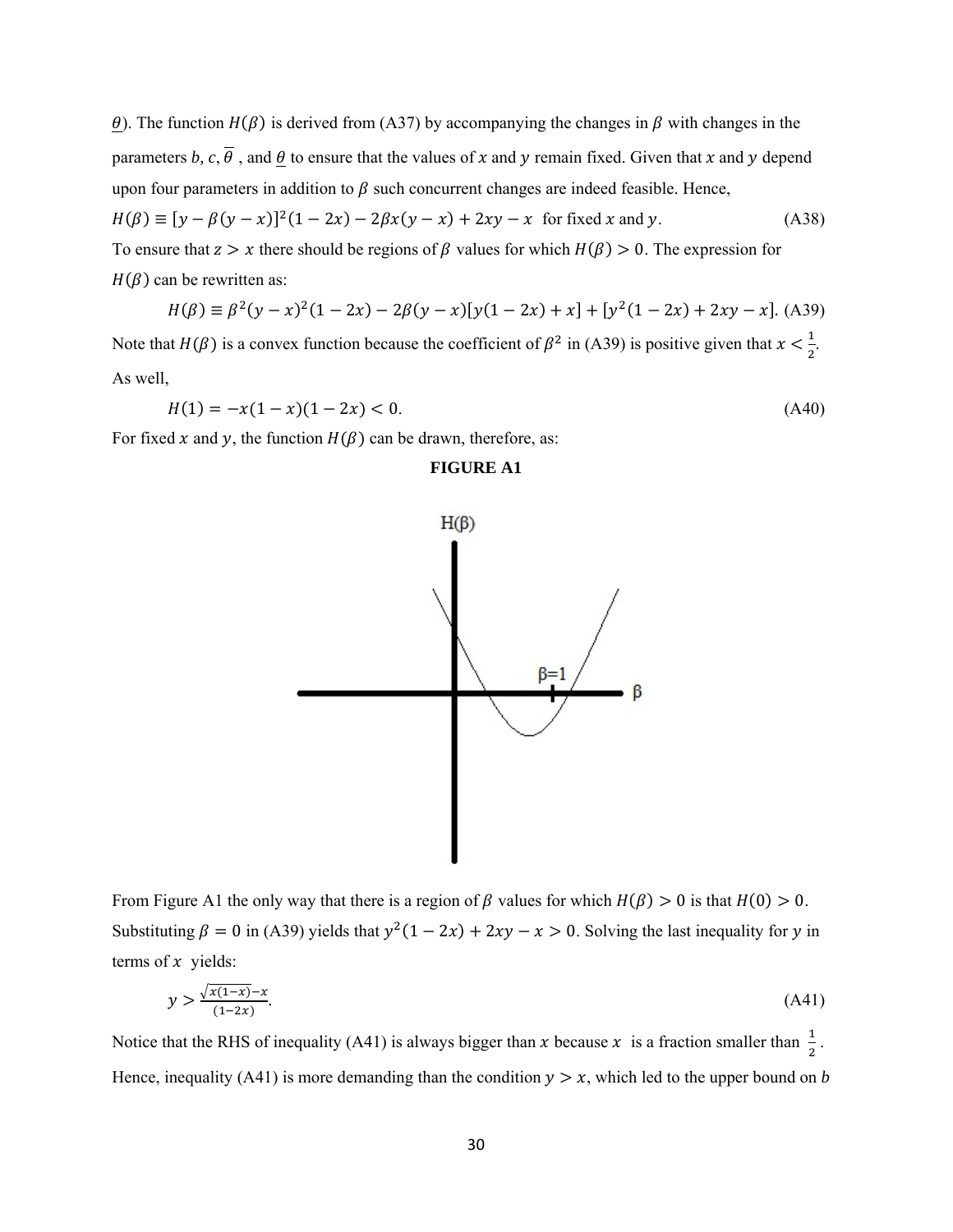$\underline{\theta}$). The function $H(\beta)$ is derived from (A37) by accompanying the changes in $\beta$ with changes in the parameters $b$, $c$, $\overline{\theta}$ , and $\underline{\theta}$ to ensure that the values of $x$ and $y$ remain fixed. Given that $x$ and $y$ depend upon four parameters in addition to $\beta$ such concurrent changes are indeed feasible. Hence,

$$H(\beta) \equiv [y - \beta(y - x)]^2(1 - 2x) - 2\beta x(y - x) + 2xy - x \quad \text{for fixed } x \text{ and } y. \tag{A38}$$

To ensure that $z > x$ there should be regions of $\beta$ values for which $H(\beta) > 0$. The expression for $H(\beta)$ can be rewritten as:

$$H(\beta) \equiv \beta^2(y - x)^2(1 - 2x) - 2\beta(y - x)[y(1 - 2x) + x] + [y^2(1 - 2x) + 2xy - x]. \tag{A39}$$

Note that $H(\beta)$ is a convex function because the coefficient of $\beta^2$ in (A39) is positive given that $x < \frac{1}{2}$. As well,

$$H(1) = -x(1 - x)(1 - 2x) < 0. \tag{A40}$$

For fixed $x$ and $y$, the function $H(\beta)$ can be drawn, therefore, as:

**FIGURE A1**

From Figure A1 the only way that there is a region of $\beta$ values for which $H(\beta) > 0$ is that $H(0) > 0$. Substituting $\beta = 0$ in (A39) yields that $y^2(1 - 2x) + 2xy - x > 0$. Solving the last inequality for $y$ in terms of $x$ yields:

$$y > \frac{\sqrt{x(1-x)} - x}{(1-2x)}. \tag{A41}$$

Notice that the RHS of inequality (A41) is always bigger than $x$ because $x$ is a fraction smaller than $\frac{1}{2}$. Hence, inequality (A41) is more demanding than the condition $y > x$, which led to the upper bound on $b$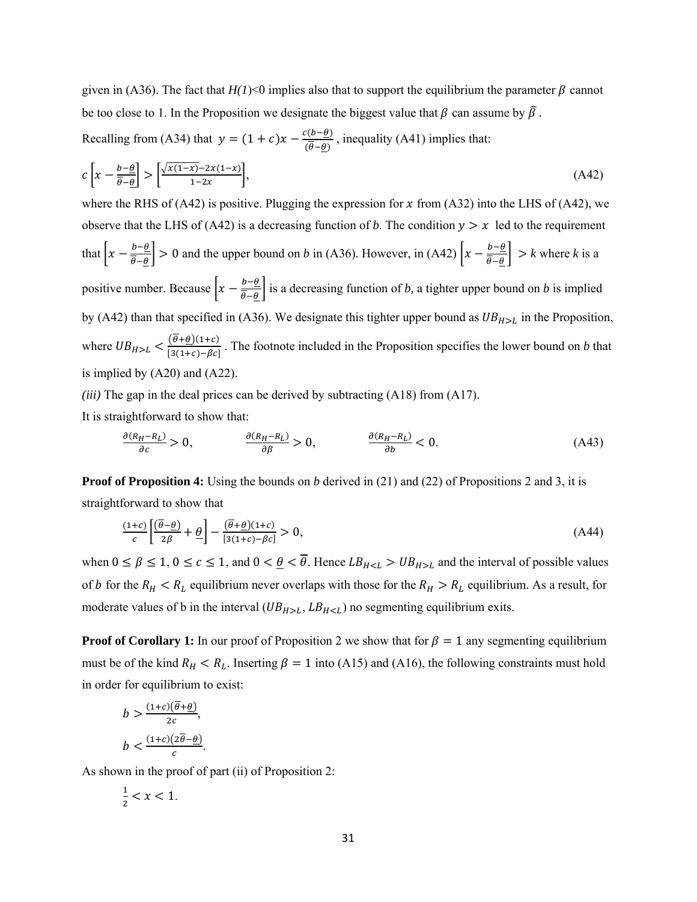given in (A36). The fact that $H(1)<0$ implies also that to support the equilibrium the parameter $\beta$ cannot be too close to 1. In the Proposition we designate the biggest value that $\beta$ can assume by $\hat{\beta}$.

Recalling from (A34) that $y = (1+c)x - \frac{c(b-\underline{\theta})}{(\overline{\theta}-\underline{\theta})}$, inequality (A41) implies that:

$$c\left[x - \frac{b-\underline{\theta}}{\overline{\theta}-\underline{\theta}}\right] > \left[\frac{\sqrt{x(1-x)} - 2x(1-x)}{1-2x}\right], \tag{A42}$$

where the RHS of (A42) is positive. Plugging the expression for $x$ from (A32) into the LHS of (A42), we observe that the LHS of (A42) is a decreasing function of $b$. The condition $y > x$ led to the requirement that $\left[x - \frac{b-\underline{\theta}}{\overline{\theta}-\underline{\theta}}\right] > 0$ and the upper bound on $b$ in (A36). However, in (A42) $\left[x - \frac{b-\underline{\theta}}{\overline{\theta}-\underline{\theta}}\right] > k$ where $k$ is a positive number. Because $\left[x - \frac{b-\underline{\theta}}{\overline{\theta}-\underline{\theta}}\right]$ is a decreasing function of $b$, a tighter upper bound on $b$ is implied by (A42) than that specified in (A36). We designate this tighter upper bound as $UB_{H>L}$ in the Proposition, where $UB_{H>L} < \frac{(\overline{\theta}+\underline{\theta})(1+c)}{[3(1+c)-\beta c]}$. The footnote included in the Proposition specifies the lower bound on $b$ that is implied by (A20) and (A22).

*(iii)* The gap in the deal prices can be derived by subtracting (A18) from (A17).

It is straightforward to show that:

$$\frac{\partial(R_H - R_L)}{\partial c} > 0, \qquad \frac{\partial(R_H - R_L)}{\partial \beta} > 0, \qquad \frac{\partial(R_H - R_L)}{\partial b} < 0. \tag{A43}$$

**Proof of Proposition 4:** Using the bounds on $b$ derived in (21) and (22) of Propositions 2 and 3, it is straightforward to show that

$$\frac{(1+c)}{c}\left[\frac{(\overline{\theta}-\underline{\theta})}{2\beta} + \underline{\theta}\right] - \frac{(\overline{\theta}+\underline{\theta})(1+c)}{[3(1+c)-\beta c]} > 0, \tag{A44}$$

when $0 \le \beta \le 1$, $0 \le c \le 1$, and $0 < \underline{\theta} < \overline{\theta}$. Hence $LB_{H<L} > UB_{H>L}$ and the interval of possible values of $b$ for the $R_H < R_L$ equilibrium never overlaps with those for the $R_H > R_L$ equilibrium. As a result, for moderate values of b in the interval $(UB_{H>L}, LB_{H<L})$ no segmenting equilibrium exits.

**Proof of Corollary 1:** In our proof of Proposition 2 we show that for $\beta = 1$ any segmenting equilibrium must be of the kind $R_H < R_L$. Inserting $\beta = 1$ into (A15) and (A16), the following constraints must hold in order for equilibrium to exist:

$$b > \frac{(1+c)(\overline{\theta}+\underline{\theta})}{2c},$$

$$b < \frac{(1+c)(2\overline{\theta}-\underline{\theta})}{c}.$$

As shown in the proof of part (ii) of Proposition 2:

$$\frac{1}{2} < x < 1.$$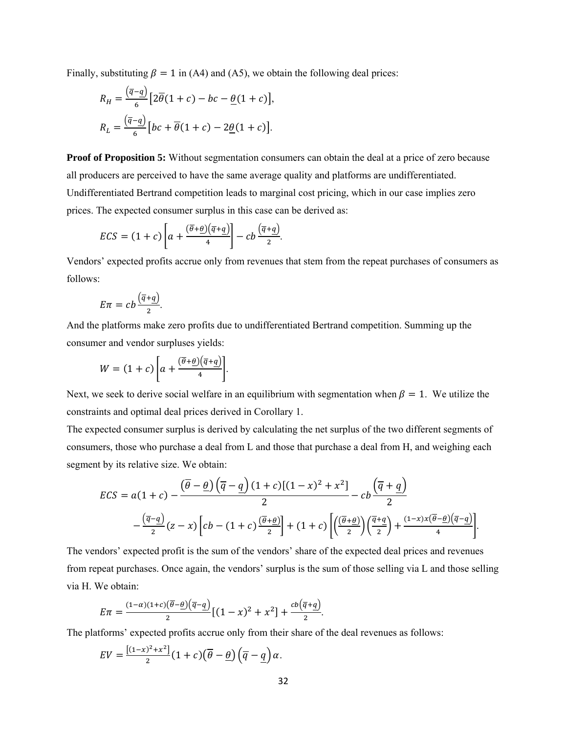Finally, substituting $\beta = 1$ in (A4) and (A5), we obtain the following deal prices:

$$R_H = \frac{\left(\overline{q}-\underline{q}\right)}{6}\left[2\overline{\theta}(1+c) - bc - \underline{\theta}(1+c)\right],$$

$$R_L = \frac{\left(\overline{q}-\underline{q}\right)}{6}\left[bc + \overline{\theta}(1+c) - 2\underline{\theta}(1+c)\right].$$

**Proof of Proposition 5:** Without segmentation consumers can obtain the deal at a price of zero because all producers are perceived to have the same average quality and platforms are undifferentiated. Undifferentiated Bertrand competition leads to marginal cost pricing, which in our case implies zero prices. The expected consumer surplus in this case can be derived as:

$$ECS = (1+c)\left[a + \frac{\left(\overline{\theta}+\underline{\theta}\right)\left(\overline{q}+\underline{q}\right)}{4}\right] - cb\frac{\left(\overline{q}+\underline{q}\right)}{2}.$$

Vendors' expected profits accrue only from revenues that stem from the repeat purchases of consumers as follows:

$$E\pi = cb\frac{\left(\overline{q}+\underline{q}\right)}{2}.$$

And the platforms make zero profits due to undifferentiated Bertrand competition. Summing up the consumer and vendor surpluses yields:

$$W = (1+c)\left[a + \frac{\left(\overline{\theta}+\underline{\theta}\right)\left(\overline{q}+\underline{q}\right)}{4}\right].$$

Next, we seek to derive social welfare in an equilibrium with segmentation when $\beta = 1$. We utilize the constraints and optimal deal prices derived in Corollary 1.

The expected consumer surplus is derived by calculating the net surplus of the two different segments of consumers, those who purchase a deal from L and those that purchase a deal from H, and weighing each segment by its relative size. We obtain:

$$ECS = a(1+c) - \frac{\left(\overline{\theta}-\underline{\theta}\right)\left(\overline{q}-\underline{q}\right)(1+c)[(1-x)^2+x^2]}{2} - cb\frac{\left(\overline{q}+\underline{q}\right)}{2}$$
$$- \frac{\left(\overline{q}-\underline{q}\right)}{2}(z-x)\left[cb - (1+c)\frac{\left(\overline{\theta}+\underline{\theta}\right)}{2}\right] + (1+c)\left[\left(\frac{\left(\overline{\theta}+\underline{\theta}\right)}{2}\right)\left(\frac{\overline{q}+\underline{q}}{2}\right) + \frac{(1-x)x\left(\overline{\theta}-\underline{\theta}\right)\left(\overline{q}-\underline{q}\right)}{4}\right].$$

The vendors' expected profit is the sum of the vendors' share of the expected deal prices and revenues from repeat purchases. Once again, the vendors' surplus is the sum of those selling via L and those selling via H. We obtain:

$$E\pi = \frac{(1-\alpha)(1+c)\left(\overline{\theta}-\underline{\theta}\right)\left(\overline{q}-\underline{q}\right)}{2}[(1-x)^2+x^2] + \frac{cb\left(\overline{q}+\underline{q}\right)}{2}.$$

The platforms' expected profits accrue only from their share of the deal revenues as follows:

$$EV = \frac{[(1-x)^2+x^2]}{2}(1+c)\left(\overline{\theta}-\underline{\theta}\right)\left(\overline{q}-\underline{q}\right)\alpha.$$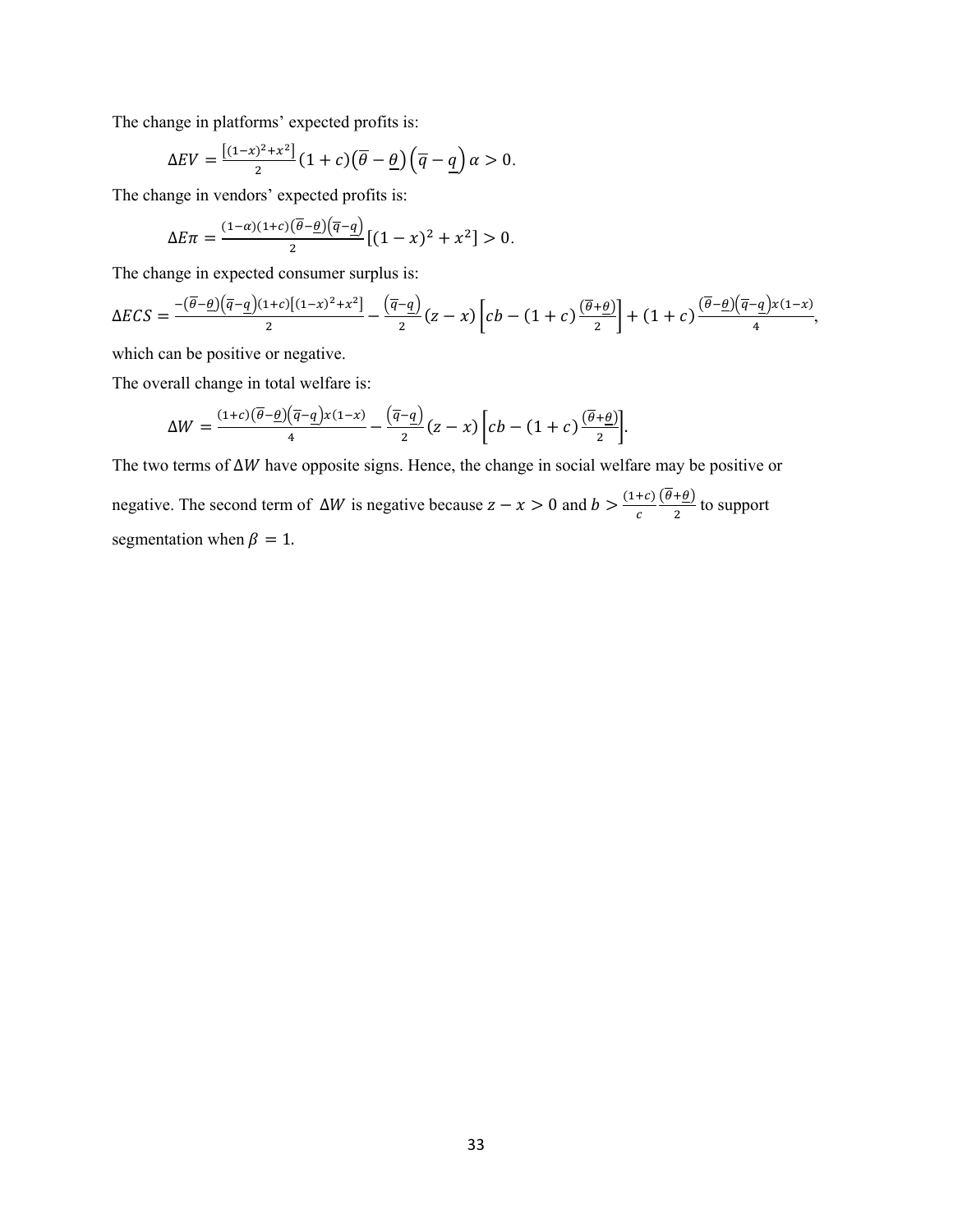The change in platforms' expected profits is:

$$\Delta EV = \frac{[(1-x)^2+x^2]}{2}(1+c)(\overline{\theta}-\underline{\theta})(\overline{q}-\underline{q})\alpha > 0.$$

The change in vendors' expected profits is:

$$\Delta E\pi = \frac{(1-\alpha)(1+c)(\overline{\theta}-\underline{\theta})(\overline{q}-\underline{q})}{2}[(1-x)^2+x^2] > 0.$$

The change in expected consumer surplus is:

$$\Delta ECS = \frac{-(\overline{\theta}-\underline{\theta})(\overline{q}-\underline{q})(1+c)[(1-x)^2+x^2]}{2} - \frac{(\overline{q}-\underline{q})}{2}(z-x)\left[cb-(1+c)\frac{(\overline{\theta}+\underline{\theta})}{2}\right] + (1+c)\frac{(\overline{\theta}-\underline{\theta})(\overline{q}-\underline{q})x(1-x)}{4},$$

which can be positive or negative.

The overall change in total welfare is:

$$\Delta W = \frac{(1+c)(\overline{\theta}-\underline{\theta})(\overline{q}-\underline{q})x(1-x)}{4} - \frac{(\overline{q}-\underline{q})}{2}(z-x)\left[cb-(1+c)\frac{(\overline{\theta}+\underline{\theta})}{2}\right].$$

The two terms of $\Delta W$ have opposite signs. Hence, the change in social welfare may be positive or negative. The second term of $\Delta W$ is negative because $z-x>0$ and $b > \frac{(1+c)}{c}\frac{(\overline{\theta}+\underline{\theta})}{2}$ to support segmentation when $\beta = 1$.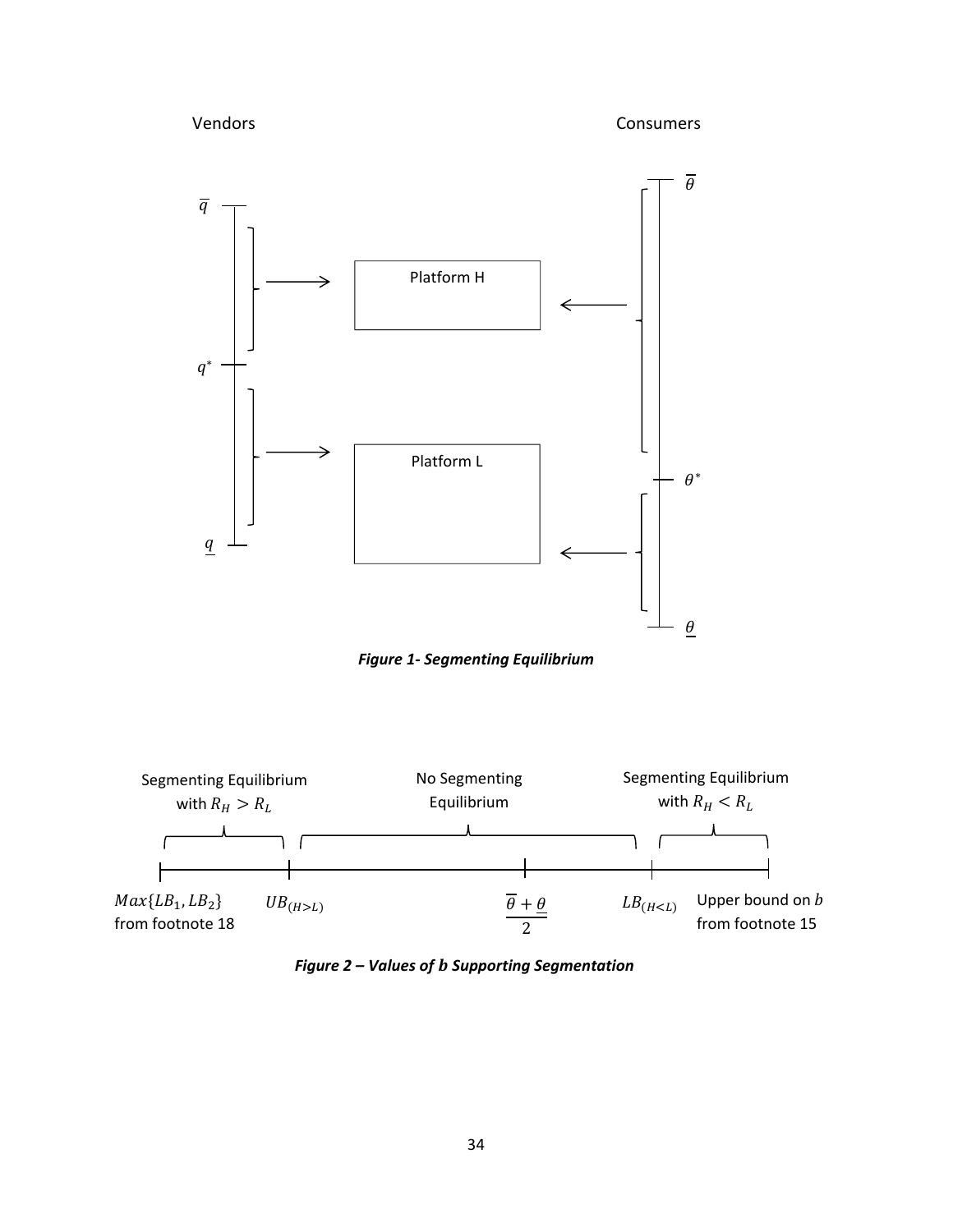Vendors

Consumers

$\overline{q}$

$q^*$

$\underline{q}$

Platform H

Platform L

$\overline{\theta}$

$\theta^*$

$\underline{\theta}$

***Figure 1- Segmenting Equilibrium***

Segmenting Equilibrium with $R_H > R_L$

No Segmenting Equilibrium

Segmenting Equilibrium with $R_H < R_L$

$Max\{LB_1, LB_2\}$ from footnote 18

$UB_{(H>L)}$

$\dfrac{\overline{\theta} + \underline{\theta}}{2}$

$LB_{(H<L)}$

Upper bound on $b$ from footnote 15

***Figure 2 – Values of $b$ Supporting Segmentation***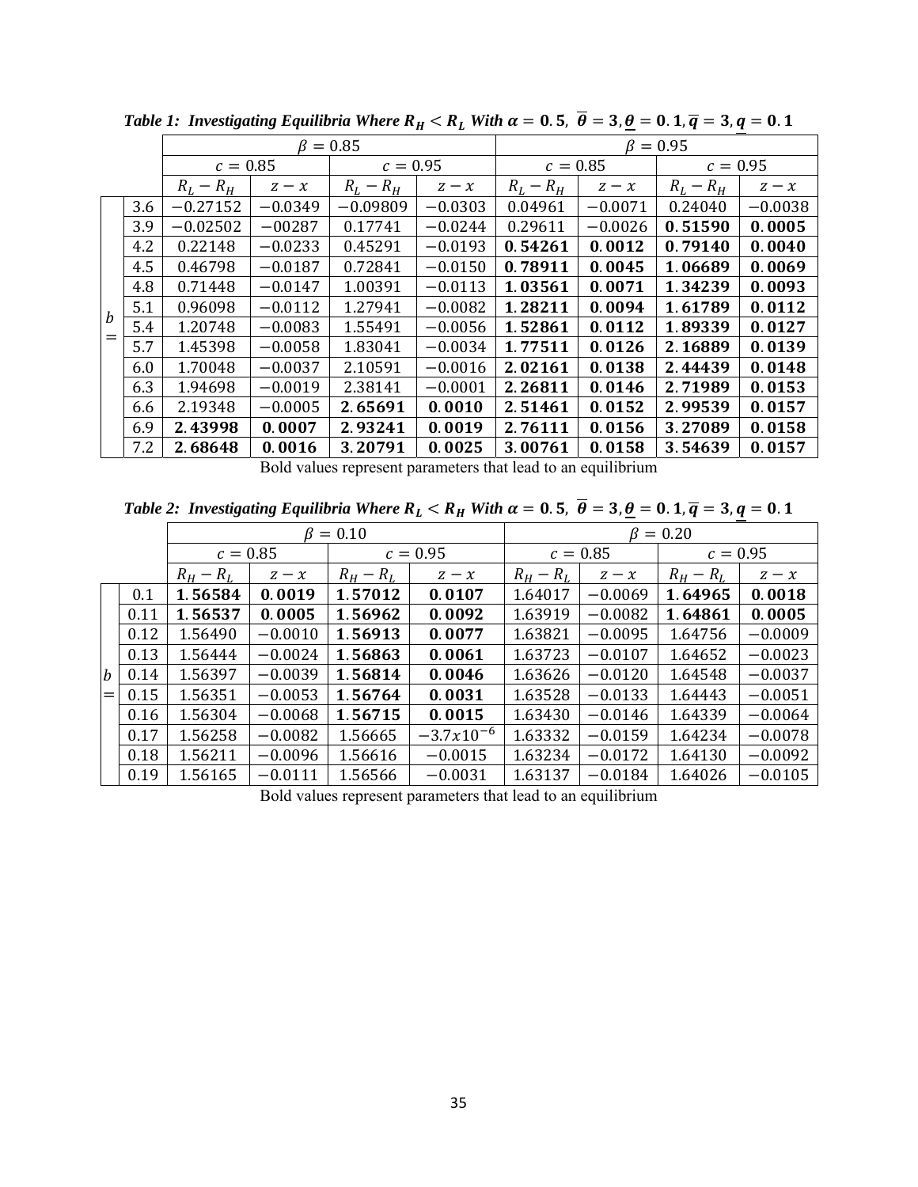***Table 1: Investigating Equilibria Where $R_H < R_L$ With $\alpha = 0.5$, $\bar{\theta} = 3, \underline{\theta} = 0.1, \bar{q} = 3, \underline{q} = 0.1$***

| | | $\beta = 0.85$ | | | | $\beta = 0.95$ | | | |
|---|---|---|---|---|---|---|---|---|---|
| | | $c = 0.85$ | | $c = 0.95$ | | $c = 0.85$ | | $c = 0.95$ | |
| | | $R_L - R_H$ | $z - x$ | $R_L - R_H$ | $z - x$ | $R_L - R_H$ | $z - x$ | $R_L - R_H$ | $z - x$ |
| $b =$ | 3.6 | −0.27152 | −0.0349 | −0.09809 | −0.0303 | 0.04961 | −0.0071 | 0.24040 | −0.0038 |
| | 3.9 | −0.02502 | −00287 | 0.17741 | −0.0244 | 0.29611 | −0.0026 | **0.51590** | **0.0005** |
| | 4.2 | 0.22148 | −0.0233 | 0.45291 | −0.0193 | **0.54261** | **0.0012** | **0.79140** | **0.0040** |
| | 4.5 | 0.46798 | −0.0187 | 0.72841 | −0.0150 | **0.78911** | **0.0045** | **1.06689** | **0.0069** |
| | 4.8 | 0.71448 | −0.0147 | 1.00391 | −0.0113 | **1.03561** | **0.0071** | **1.34239** | **0.0093** |
| | 5.1 | 0.96098 | −0.0112 | 1.27941 | −0.0082 | **1.28211** | **0.0094** | **1.61789** | **0.0112** |
| | 5.4 | 1.20748 | −0.0083 | 1.55491 | −0.0056 | **1.52861** | **0.0112** | **1.89339** | **0.0127** |
| | 5.7 | 1.45398 | −0.0058 | 1.83041 | −0.0034 | **1.77511** | **0.0126** | **2.16889** | **0.0139** |
| | 6.0 | 1.70048 | −0.0037 | 2.10591 | −0.0016 | **2.02161** | **0.0138** | **2.44439** | **0.0148** |
| | 6.3 | 1.94698 | −0.0019 | 2.38141 | −0.0001 | **2.26811** | **0.0146** | **2.71989** | **0.0153** |
| | 6.6 | 2.19348 | −0.0005 | **2.65691** | **0.0010** | **2.51461** | **0.0152** | **2.99539** | **0.0157** |
| | 6.9 | **2.43998** | **0.0007** | **2.93241** | **0.0019** | **2.76111** | **0.0156** | **3.27089** | **0.0158** |
| | 7.2 | **2.68648** | **0.0016** | **3.20791** | **0.0025** | **3.00761** | **0.0158** | **3.54639** | **0.0157** |

Bold values represent parameters that lead to an equilibrium

***Table 2: Investigating Equilibria Where $R_L < R_H$ With $\alpha = 0.5$, $\bar{\theta} = 3, \underline{\theta} = 0.1, \bar{q} = 3, \underline{q} = 0.1$***

| | | $\beta = 0.10$ | | | | $\beta = 0.20$ | | | |
|---|---|---|---|---|---|---|---|---|---|
| | | $c = 0.85$ | | $c = 0.95$ | | $c = 0.85$ | | $c = 0.95$ | |
| | | $R_H - R_L$ | $z - x$ | $R_H - R_L$ | $z - x$ | $R_H - R_L$ | $z - x$ | $R_H - R_L$ | $z - x$ |
| $b =$ | 0.1 | **1.56584** | **0.0019** | **1.57012** | **0.0107** | 1.64017 | −0.0069 | **1.64965** | **0.0018** |
| | 0.11 | **1.56537** | **0.0005** | **1.56962** | **0.0092** | 1.63919 | −0.0082 | **1.64861** | **0.0005** |
| | 0.12 | 1.56490 | −0.0010 | **1.56913** | **0.0077** | 1.63821 | −0.0095 | 1.64756 | −0.0009 |
| | 0.13 | 1.56444 | −0.0024 | **1.56863** | **0.0061** | 1.63723 | −0.0107 | 1.64652 | −0.0023 |
| | 0.14 | 1.56397 | −0.0039 | **1.56814** | **0.0046** | 1.63626 | −0.0120 | 1.64548 | −0.0037 |
| | 0.15 | 1.56351 | −0.0053 | **1.56764** | **0.0031** | 1.63528 | −0.0133 | 1.64443 | −0.0051 |
| | 0.16 | 1.56304 | −0.0068 | **1.56715** | **0.0015** | 1.63430 | −0.0146 | 1.64339 | −0.0064 |
| | 0.17 | 1.56258 | −0.0082 | 1.56665 | $-3.7x10^{-6}$ | 1.63332 | −0.0159 | 1.64234 | −0.0078 |
| | 0.18 | 1.56211 | −0.0096 | 1.56616 | −0.0015 | 1.63234 | −0.0172 | 1.64130 | −0.0092 |
| | 0.19 | 1.56165 | −0.0111 | 1.56566 | −0.0031 | 1.63137 | −0.0184 | 1.64026 | −0.0105 |

Bold values represent parameters that lead to an equilibrium